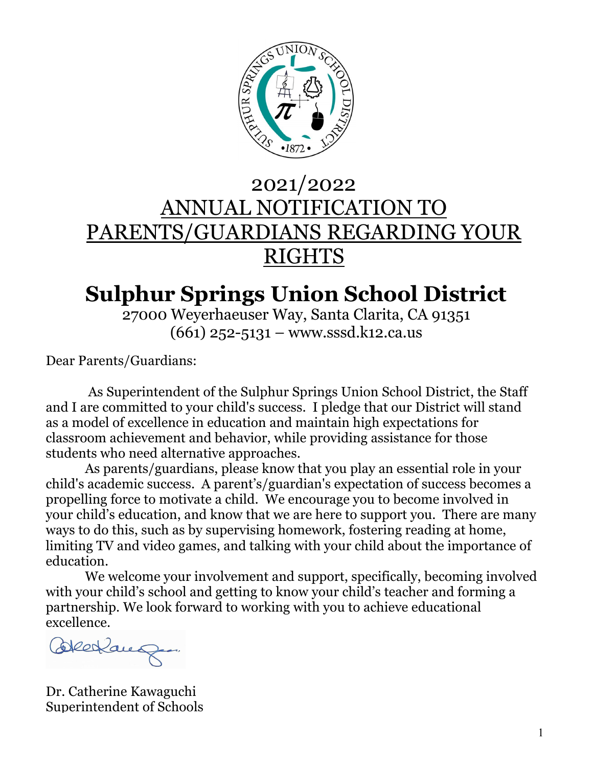# 2021/2022 ANNUAL NOTIFICATION TO PARENTS/GUARDIANS REGARDING YOUR RIGHTS

# Sulphur Springs Union School District

27000 Weyerhaeuser Way, Santa Clarita, CA 91351
(661) 252-5131 – www.sssd.k12.ca.us

Dear Parents/Guardians:

As Superintendent of the Sulphur Springs Union School District, the Staff and I are committed to your child's success. I pledge that our District will stand as a model of excellence in education and maintain high expectations for classroom achievement and behavior, while providing assistance for those students who need alternative approaches.

As parents/guardians, please know that you play an essential role in your child's academic success. A parent's/guardian's expectation of success becomes a propelling force to motivate a child. We encourage you to become involved in your child's education, and know that we are here to support you. There are many ways to do this, such as by supervising homework, fostering reading at home, limiting TV and video games, and talking with your child about the importance of education.

We welcome your involvement and support, specifically, becoming involved with your child's school and getting to know your child's teacher and forming a partnership. We look forward to working with you to achieve educational excellence.

Dr. Catherine Kawaguchi
Superintendent of Schools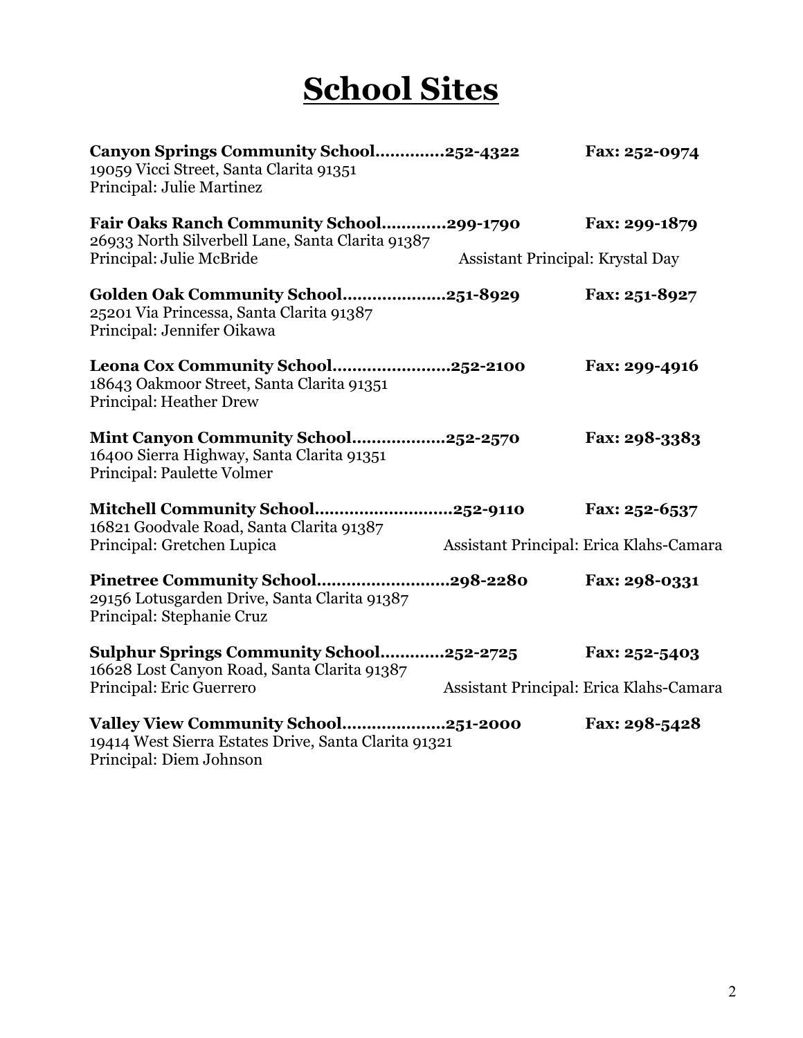# School Sites

**Canyon Springs Community School.............252-4322** **Fax: 252-0974**
19059 Vicci Street, Santa Clarita 91351
Principal: Julie Martinez

**Fair Oaks Ranch Community School............299-1790** **Fax: 299-1879**
26933 North Silverbell Lane, Santa Clarita 91387
Principal: Julie McBride Assistant Principal: Krystal Day

**Golden Oak Community School....................251-8929** **Fax: 251-8927**
25201 Via Princessa, Santa Clarita 91387
Principal: Jennifer Oikawa

**Leona Cox Community School.......................252-2100** **Fax: 299-4916**
18643 Oakmoor Street, Santa Clarita 91351
Principal: Heather Drew

**Mint Canyon Community School..................252-2570** **Fax: 298-3383**
16400 Sierra Highway, Santa Clarita 91351
Principal: Paulette Volmer

**Mitchell Community School...........................252-9110** **Fax: 252-6537**
16821 Goodvale Road, Santa Clarita 91387
Principal: Gretchen Lupica Assistant Principal: Erica Klahs-Camara

**Pinetree Community School..........................298-2280** **Fax: 298-0331**
29156 Lotusgarden Drive, Santa Clarita 91387
Principal: Stephanie Cruz

**Sulphur Springs Community School............252-2725** **Fax: 252-5403**
16628 Lost Canyon Road, Santa Clarita 91387
Principal: Eric Guerrero Assistant Principal: Erica Klahs-Camara

**Valley View Community School....................251-2000** **Fax: 298-5428**
19414 West Sierra Estates Drive, Santa Clarita 91321
Principal: Diem Johnson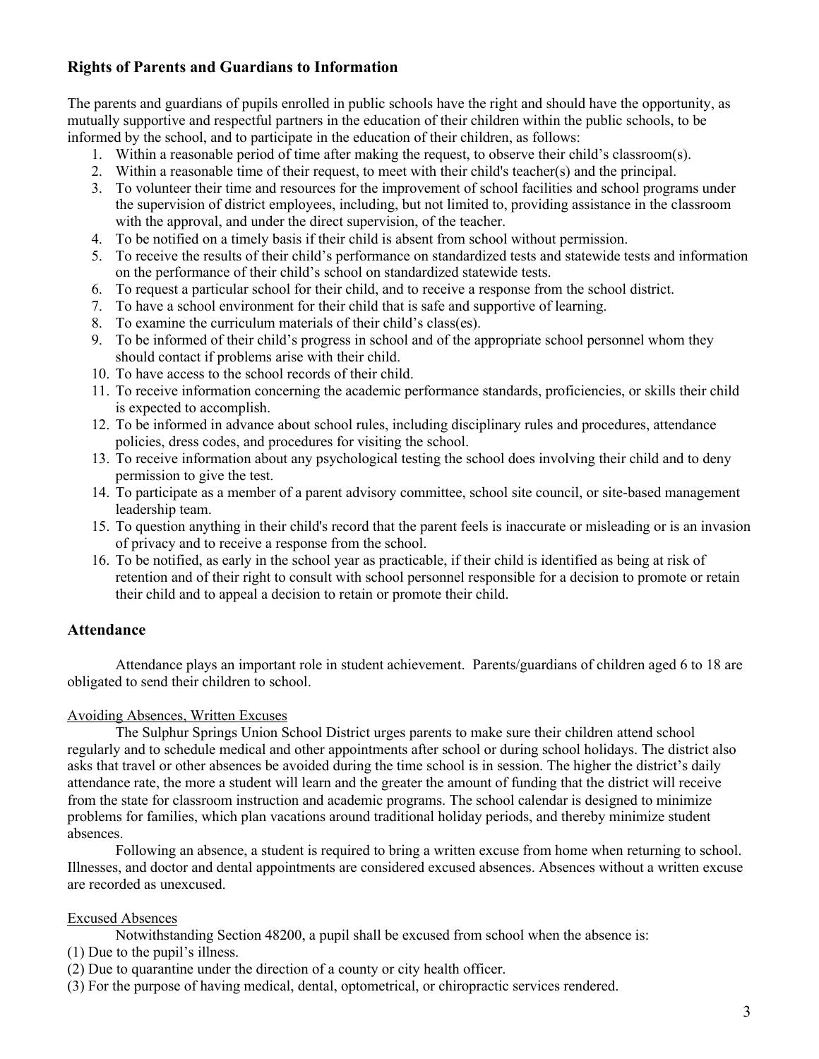## Rights of Parents and Guardians to Information

The parents and guardians of pupils enrolled in public schools have the right and should have the opportunity, as mutually supportive and respectful partners in the education of their children within the public schools, to be informed by the school, and to participate in the education of their children, as follows:

1. Within a reasonable period of time after making the request, to observe their child's classroom(s).
2. Within a reasonable time of their request, to meet with their child's teacher(s) and the principal.
3. To volunteer their time and resources for the improvement of school facilities and school programs under the supervision of district employees, including, but not limited to, providing assistance in the classroom with the approval, and under the direct supervision, of the teacher.
4. To be notified on a timely basis if their child is absent from school without permission.
5. To receive the results of their child's performance on standardized tests and statewide tests and information on the performance of their child's school on standardized statewide tests.
6. To request a particular school for their child, and to receive a response from the school district.
7. To have a school environment for their child that is safe and supportive of learning.
8. To examine the curriculum materials of their child's class(es).
9. To be informed of their child's progress in school and of the appropriate school personnel whom they should contact if problems arise with their child.
10. To have access to the school records of their child.
11. To receive information concerning the academic performance standards, proficiencies, or skills their child is expected to accomplish.
12. To be informed in advance about school rules, including disciplinary rules and procedures, attendance policies, dress codes, and procedures for visiting the school.
13. To receive information about any psychological testing the school does involving their child and to deny permission to give the test.
14. To participate as a member of a parent advisory committee, school site council, or site-based management leadership team.
15. To question anything in their child's record that the parent feels is inaccurate or misleading or is an invasion of privacy and to receive a response from the school.
16. To be notified, as early in the school year as practicable, if their child is identified as being at risk of retention and of their right to consult with school personnel responsible for a decision to promote or retain their child and to appeal a decision to retain or promote their child.

## Attendance

Attendance plays an important role in student achievement. Parents/guardians of children aged 6 to 18 are obligated to send their children to school.

Avoiding Absences, Written Excuses

The Sulphur Springs Union School District urges parents to make sure their children attend school regularly and to schedule medical and other appointments after school or during school holidays. The district also asks that travel or other absences be avoided during the time school is in session. The higher the district's daily attendance rate, the more a student will learn and the greater the amount of funding that the district will receive from the state for classroom instruction and academic programs. The school calendar is designed to minimize problems for families, which plan vacations around traditional holiday periods, and thereby minimize student absences.

Following an absence, a student is required to bring a written excuse from home when returning to school. Illnesses, and doctor and dental appointments are considered excused absences. Absences without a written excuse are recorded as unexcused.

Excused Absences

Notwithstanding Section 48200, a pupil shall be excused from school when the absence is:

(1) Due to the pupil's illness.
(2) Due to quarantine under the direction of a county or city health officer.
(3) For the purpose of having medical, dental, optometrical, or chiropractic services rendered.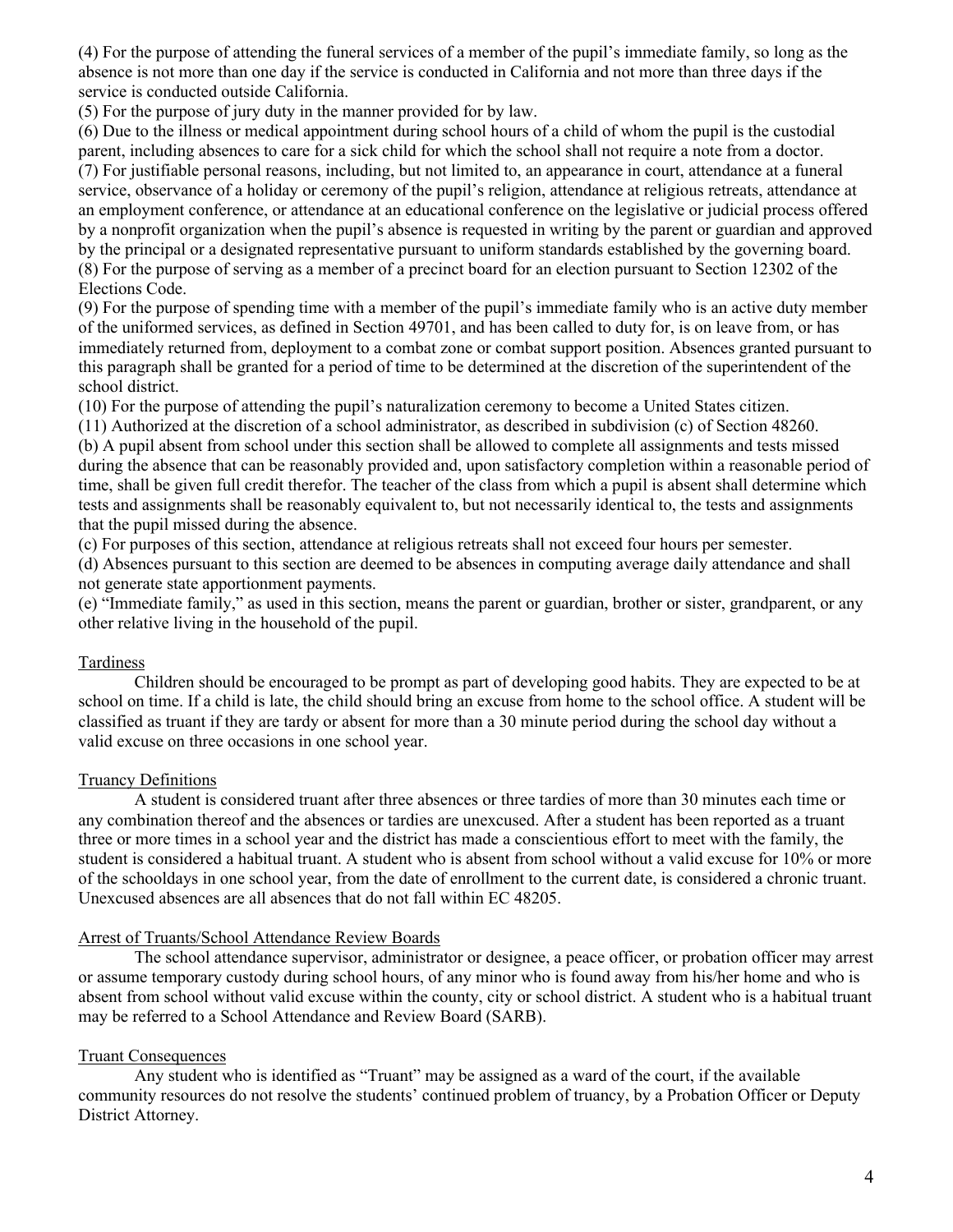(4) For the purpose of attending the funeral services of a member of the pupil's immediate family, so long as the absence is not more than one day if the service is conducted in California and not more than three days if the service is conducted outside California.

(5) For the purpose of jury duty in the manner provided for by law.

(6) Due to the illness or medical appointment during school hours of a child of whom the pupil is the custodial parent, including absences to care for a sick child for which the school shall not require a note from a doctor.

(7) For justifiable personal reasons, including, but not limited to, an appearance in court, attendance at a funeral service, observance of a holiday or ceremony of the pupil's religion, attendance at religious retreats, attendance at an employment conference, or attendance at an educational conference on the legislative or judicial process offered by a nonprofit organization when the pupil's absence is requested in writing by the parent or guardian and approved by the principal or a designated representative pursuant to uniform standards established by the governing board.

(8) For the purpose of serving as a member of a precinct board for an election pursuant to Section 12302 of the Elections Code.

(9) For the purpose of spending time with a member of the pupil's immediate family who is an active duty member of the uniformed services, as defined in Section 49701, and has been called to duty for, is on leave from, or has immediately returned from, deployment to a combat zone or combat support position. Absences granted pursuant to this paragraph shall be granted for a period of time to be determined at the discretion of the superintendent of the school district.

(10) For the purpose of attending the pupil's naturalization ceremony to become a United States citizen.

(11) Authorized at the discretion of a school administrator, as described in subdivision (c) of Section 48260.

(b) A pupil absent from school under this section shall be allowed to complete all assignments and tests missed during the absence that can be reasonably provided and, upon satisfactory completion within a reasonable period of time, shall be given full credit therefor. The teacher of the class from which a pupil is absent shall determine which tests and assignments shall be reasonably equivalent to, but not necessarily identical to, the tests and assignments that the pupil missed during the absence.

(c) For purposes of this section, attendance at religious retreats shall not exceed four hours per semester.

(d) Absences pursuant to this section are deemed to be absences in computing average daily attendance and shall not generate state apportionment payments.

(e) "Immediate family," as used in this section, means the parent or guardian, brother or sister, grandparent, or any other relative living in the household of the pupil.

## Tardiness

Children should be encouraged to be prompt as part of developing good habits. They are expected to be at school on time. If a child is late, the child should bring an excuse from home to the school office. A student will be classified as truant if they are tardy or absent for more than a 30 minute period during the school day without a valid excuse on three occasions in one school year.

## Truancy Definitions

A student is considered truant after three absences or three tardies of more than 30 minutes each time or any combination thereof and the absences or tardies are unexcused. After a student has been reported as a truant three or more times in a school year and the district has made a conscientious effort to meet with the family, the student is considered a habitual truant. A student who is absent from school without a valid excuse for 10% or more of the schooldays in one school year, from the date of enrollment to the current date, is considered a chronic truant. Unexcused absences are all absences that do not fall within EC 48205.

## Arrest of Truants/School Attendance Review Boards

The school attendance supervisor, administrator or designee, a peace officer, or probation officer may arrest or assume temporary custody during school hours, of any minor who is found away from his/her home and who is absent from school without valid excuse within the county, city or school district. A student who is a habitual truant may be referred to a School Attendance and Review Board (SARB).

## Truant Consequences

Any student who is identified as "Truant" may be assigned as a ward of the court, if the available community resources do not resolve the students' continued problem of truancy, by a Probation Officer or Deputy District Attorney.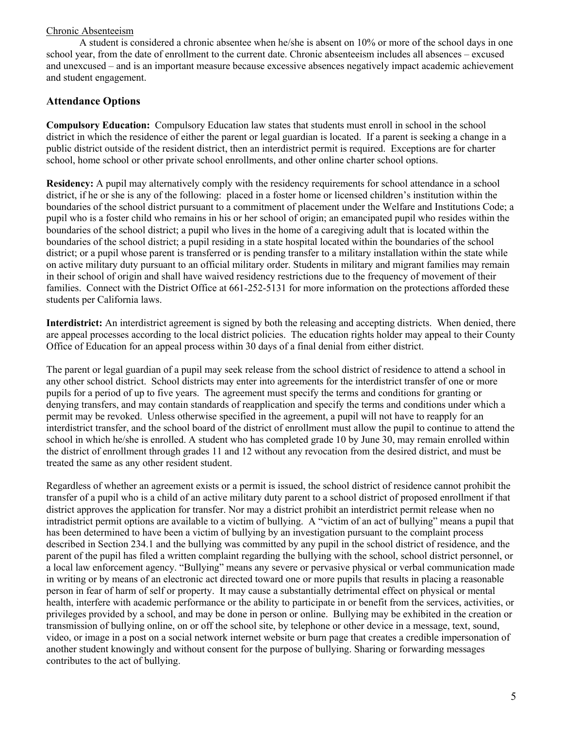Chronic Absenteeism

A student is considered a chronic absentee when he/she is absent on 10% or more of the school days in one school year, from the date of enrollment to the current date. Chronic absenteeism includes all absences – excused and unexcused – and is an important measure because excessive absences negatively impact academic achievement and student engagement.

## Attendance Options

**Compulsory Education:** Compulsory Education law states that students must enroll in school in the school district in which the residence of either the parent or legal guardian is located. If a parent is seeking a change in a public district outside of the resident district, then an interdistrict permit is required. Exceptions are for charter school, home school or other private school enrollments, and other online charter school options.

**Residency:** A pupil may alternatively comply with the residency requirements for school attendance in a school district, if he or she is any of the following: placed in a foster home or licensed children's institution within the boundaries of the school district pursuant to a commitment of placement under the Welfare and Institutions Code; a pupil who is a foster child who remains in his or her school of origin; an emancipated pupil who resides within the boundaries of the school district; a pupil who lives in the home of a caregiving adult that is located within the boundaries of the school district; a pupil residing in a state hospital located within the boundaries of the school district; or a pupil whose parent is transferred or is pending transfer to a military installation within the state while on active military duty pursuant to an official military order. Students in military and migrant families may remain in their school of origin and shall have waived residency restrictions due to the frequency of movement of their families. Connect with the District Office at 661-252-5131 for more information on the protections afforded these students per California laws.

**Interdistrict:** An interdistrict agreement is signed by both the releasing and accepting districts. When denied, there are appeal processes according to the local district policies. The education rights holder may appeal to their County Office of Education for an appeal process within 30 days of a final denial from either district.

The parent or legal guardian of a pupil may seek release from the school district of residence to attend a school in any other school district. School districts may enter into agreements for the interdistrict transfer of one or more pupils for a period of up to five years. The agreement must specify the terms and conditions for granting or denying transfers, and may contain standards of reapplication and specify the terms and conditions under which a permit may be revoked. Unless otherwise specified in the agreement, a pupil will not have to reapply for an interdistrict transfer, and the school board of the district of enrollment must allow the pupil to continue to attend the school in which he/she is enrolled. A student who has completed grade 10 by June 30, may remain enrolled within the district of enrollment through grades 11 and 12 without any revocation from the desired district, and must be treated the same as any other resident student.

Regardless of whether an agreement exists or a permit is issued, the school district of residence cannot prohibit the transfer of a pupil who is a child of an active military duty parent to a school district of proposed enrollment if that district approves the application for transfer. Nor may a district prohibit an interdistrict permit release when no intradistrict permit options are available to a victim of bullying. A "victim of an act of bullying" means a pupil that has been determined to have been a victim of bullying by an investigation pursuant to the complaint process described in Section 234.1 and the bullying was committed by any pupil in the school district of residence, and the parent of the pupil has filed a written complaint regarding the bullying with the school, school district personnel, or a local law enforcement agency. "Bullying" means any severe or pervasive physical or verbal communication made in writing or by means of an electronic act directed toward one or more pupils that results in placing a reasonable person in fear of harm of self or property. It may cause a substantially detrimental effect on physical or mental health, interfere with academic performance or the ability to participate in or benefit from the services, activities, or privileges provided by a school, and may be done in person or online. Bullying may be exhibited in the creation or transmission of bullying online, on or off the school site, by telephone or other device in a message, text, sound, video, or image in a post on a social network internet website or burn page that creates a credible impersonation of another student knowingly and without consent for the purpose of bullying. Sharing or forwarding messages contributes to the act of bullying.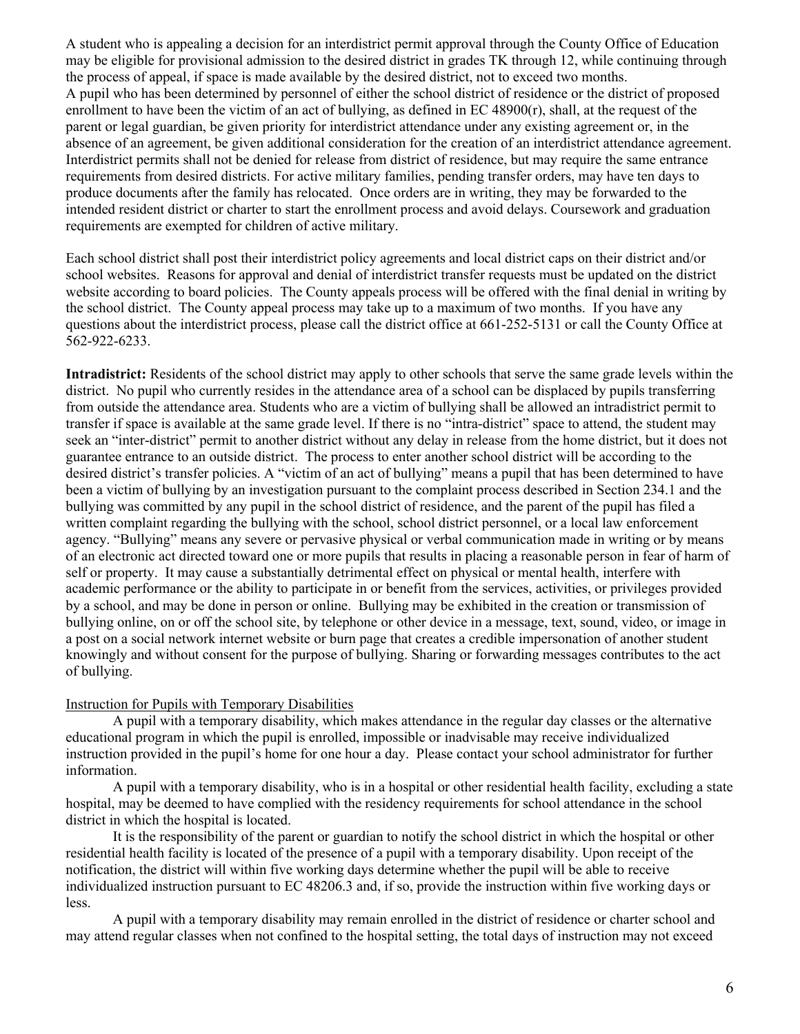A student who is appealing a decision for an interdistrict permit approval through the County Office of Education may be eligible for provisional admission to the desired district in grades TK through 12, while continuing through the process of appeal, if space is made available by the desired district, not to exceed two months.
A pupil who has been determined by personnel of either the school district of residence or the district of proposed enrollment to have been the victim of an act of bullying, as defined in EC 48900(r), shall, at the request of the parent or legal guardian, be given priority for interdistrict attendance under any existing agreement or, in the absence of an agreement, be given additional consideration for the creation of an interdistrict attendance agreement. Interdistrict permits shall not be denied for release from district of residence, but may require the same entrance requirements from desired districts. For active military families, pending transfer orders, may have ten days to produce documents after the family has relocated. Once orders are in writing, they may be forwarded to the intended resident district or charter to start the enrollment process and avoid delays. Coursework and graduation requirements are exempted for children of active military.

Each school district shall post their interdistrict policy agreements and local district caps on their district and/or school websites. Reasons for approval and denial of interdistrict transfer requests must be updated on the district website according to board policies. The County appeals process will be offered with the final denial in writing by the school district. The County appeal process may take up to a maximum of two months. If you have any questions about the interdistrict process, please call the district office at 661-252-5131 or call the County Office at 562-922-6233.

**Intradistrict:** Residents of the school district may apply to other schools that serve the same grade levels within the district. No pupil who currently resides in the attendance area of a school can be displaced by pupils transferring from outside the attendance area. Students who are a victim of bullying shall be allowed an intradistrict permit to transfer if space is available at the same grade level. If there is no "intra-district" space to attend, the student may seek an "inter-district" permit to another district without any delay in release from the home district, but it does not guarantee entrance to an outside district. The process to enter another school district will be according to the desired district's transfer policies. A "victim of an act of bullying" means a pupil that has been determined to have been a victim of bullying by an investigation pursuant to the complaint process described in Section 234.1 and the bullying was committed by any pupil in the school district of residence, and the parent of the pupil has filed a written complaint regarding the bullying with the school, school district personnel, or a local law enforcement agency. "Bullying" means any severe or pervasive physical or verbal communication made in writing or by means of an electronic act directed toward one or more pupils that results in placing a reasonable person in fear of harm of self or property. It may cause a substantially detrimental effect on physical or mental health, interfere with academic performance or the ability to participate in or benefit from the services, activities, or privileges provided by a school, and may be done in person or online. Bullying may be exhibited in the creation or transmission of bullying online, on or off the school site, by telephone or other device in a message, text, sound, video, or image in a post on a social network internet website or burn page that creates a credible impersonation of another student knowingly and without consent for the purpose of bullying. Sharing or forwarding messages contributes to the act of bullying.

Instruction for Pupils with Temporary Disabilities

A pupil with a temporary disability, which makes attendance in the regular day classes or the alternative educational program in which the pupil is enrolled, impossible or inadvisable may receive individualized instruction provided in the pupil's home for one hour a day. Please contact your school administrator for further information.

A pupil with a temporary disability, who is in a hospital or other residential health facility, excluding a state hospital, may be deemed to have complied with the residency requirements for school attendance in the school district in which the hospital is located.

It is the responsibility of the parent or guardian to notify the school district in which the hospital or other residential health facility is located of the presence of a pupil with a temporary disability. Upon receipt of the notification, the district will within five working days determine whether the pupil will be able to receive individualized instruction pursuant to EC 48206.3 and, if so, provide the instruction within five working days or less.

A pupil with a temporary disability may remain enrolled in the district of residence or charter school and may attend regular classes when not confined to the hospital setting, the total days of instruction may not exceed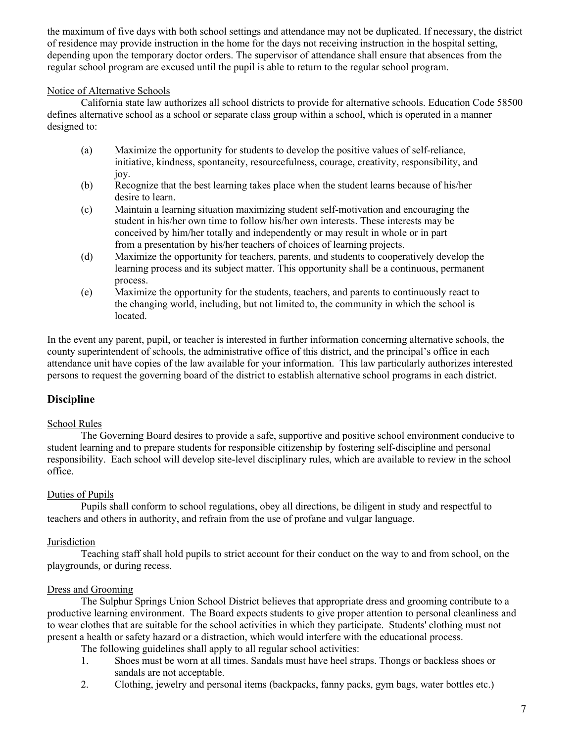the maximum of five days with both school settings and attendance may not be duplicated. If necessary, the district of residence may provide instruction in the home for the days not receiving instruction in the hospital setting, depending upon the temporary doctor orders. The supervisor of attendance shall ensure that absences from the regular school program are excused until the pupil is able to return to the regular school program.

Notice of Alternative Schools

California state law authorizes all school districts to provide for alternative schools. Education Code 58500 defines alternative school as a school or separate class group within a school, which is operated in a manner designed to:

(a) Maximize the opportunity for students to develop the positive values of self-reliance, initiative, kindness, spontaneity, resourcefulness, courage, creativity, responsibility, and joy.

(b) Recognize that the best learning takes place when the student learns because of his/her desire to learn.

(c) Maintain a learning situation maximizing student self-motivation and encouraging the student in his/her own time to follow his/her own interests. These interests may be conceived by him/her totally and independently or may result in whole or in part from a presentation by his/her teachers of choices of learning projects.

(d) Maximize the opportunity for teachers, parents, and students to cooperatively develop the learning process and its subject matter. This opportunity shall be a continuous, permanent process.

(e) Maximize the opportunity for the students, teachers, and parents to continuously react to the changing world, including, but not limited to, the community in which the school is located.

In the event any parent, pupil, or teacher is interested in further information concerning alternative schools, the county superintendent of schools, the administrative office of this district, and the principal's office in each attendance unit have copies of the law available for your information. This law particularly authorizes interested persons to request the governing board of the district to establish alternative school programs in each district.

## Discipline

School Rules

The Governing Board desires to provide a safe, supportive and positive school environment conducive to student learning and to prepare students for responsible citizenship by fostering self-discipline and personal responsibility. Each school will develop site-level disciplinary rules, which are available to review in the school office.

Duties of Pupils

Pupils shall conform to school regulations, obey all directions, be diligent in study and respectful to teachers and others in authority, and refrain from the use of profane and vulgar language.

Jurisdiction

Teaching staff shall hold pupils to strict account for their conduct on the way to and from school, on the playgrounds, or during recess.

Dress and Grooming

The Sulphur Springs Union School District believes that appropriate dress and grooming contribute to a productive learning environment. The Board expects students to give proper attention to personal cleanliness and to wear clothes that are suitable for the school activities in which they participate. Students' clothing must not present a health or safety hazard or a distraction, which would interfere with the educational process.

The following guidelines shall apply to all regular school activities:

1. Shoes must be worn at all times. Sandals must have heel straps. Thongs or backless shoes or sandals are not acceptable.
2. Clothing, jewelry and personal items (backpacks, fanny packs, gym bags, water bottles etc.)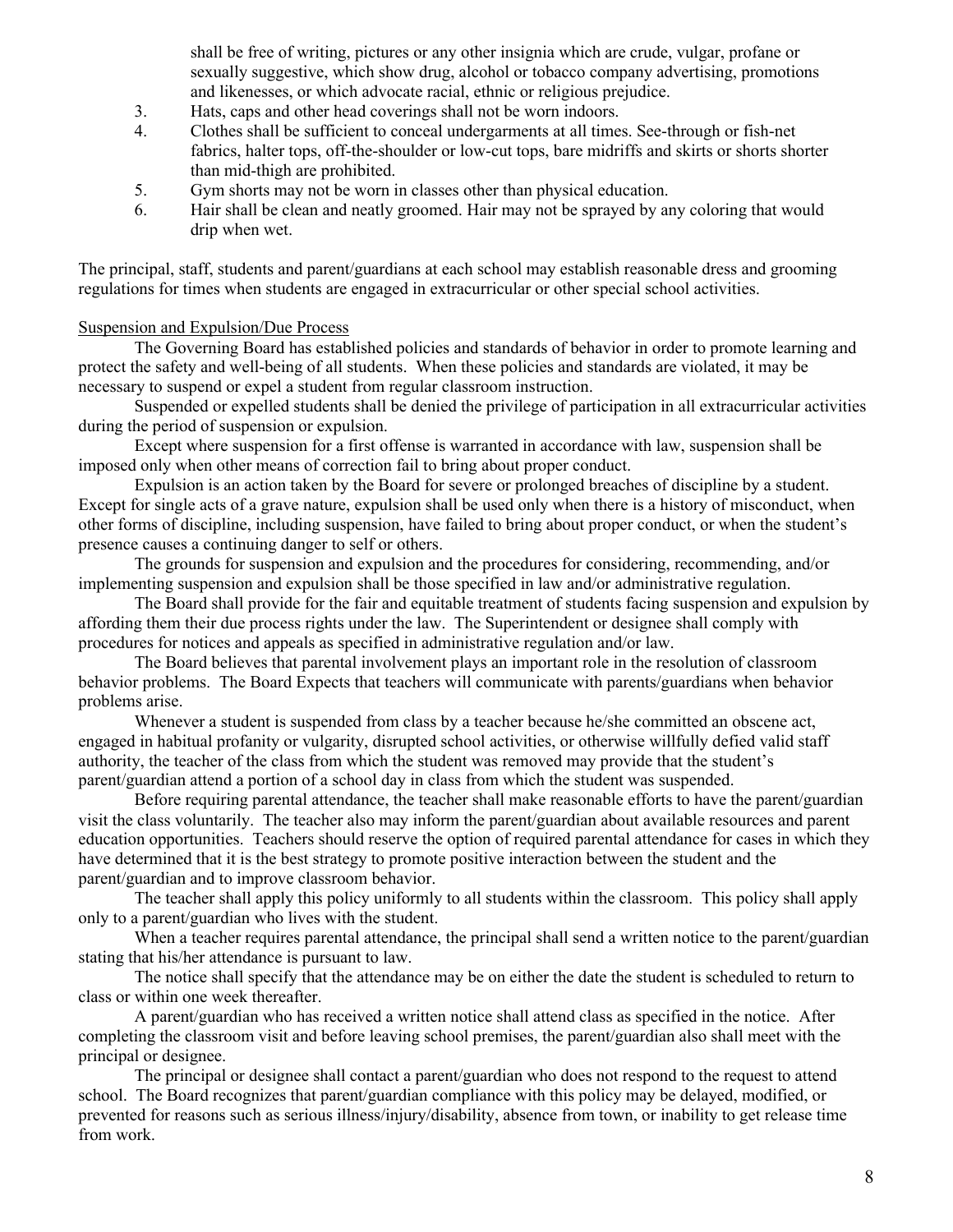shall be free of writing, pictures or any other insignia which are crude, vulgar, profane or sexually suggestive, which show drug, alcohol or tobacco company advertising, promotions and likenesses, or which advocate racial, ethnic or religious prejudice.

3. Hats, caps and other head coverings shall not be worn indoors.
4. Clothes shall be sufficient to conceal undergarments at all times. See-through or fish-net fabrics, halter tops, off-the-shoulder or low-cut tops, bare midriffs and skirts or shorts shorter than mid-thigh are prohibited.
5. Gym shorts may not be worn in classes other than physical education.
6. Hair shall be clean and neatly groomed. Hair may not be sprayed by any coloring that would drip when wet.

The principal, staff, students and parent/guardians at each school may establish reasonable dress and grooming regulations for times when students are engaged in extracurricular or other special school activities.

Suspension and Expulsion/Due Process

The Governing Board has established policies and standards of behavior in order to promote learning and protect the safety and well-being of all students. When these policies and standards are violated, it may be necessary to suspend or expel a student from regular classroom instruction.

Suspended or expelled students shall be denied the privilege of participation in all extracurricular activities during the period of suspension or expulsion.

Except where suspension for a first offense is warranted in accordance with law, suspension shall be imposed only when other means of correction fail to bring about proper conduct.

Expulsion is an action taken by the Board for severe or prolonged breaches of discipline by a student. Except for single acts of a grave nature, expulsion shall be used only when there is a history of misconduct, when other forms of discipline, including suspension, have failed to bring about proper conduct, or when the student's presence causes a continuing danger to self or others.

The grounds for suspension and expulsion and the procedures for considering, recommending, and/or implementing suspension and expulsion shall be those specified in law and/or administrative regulation.

The Board shall provide for the fair and equitable treatment of students facing suspension and expulsion by affording them their due process rights under the law. The Superintendent or designee shall comply with procedures for notices and appeals as specified in administrative regulation and/or law.

The Board believes that parental involvement plays an important role in the resolution of classroom behavior problems. The Board Expects that teachers will communicate with parents/guardians when behavior problems arise.

Whenever a student is suspended from class by a teacher because he/she committed an obscene act, engaged in habitual profanity or vulgarity, disrupted school activities, or otherwise willfully defied valid staff authority, the teacher of the class from which the student was removed may provide that the student's parent/guardian attend a portion of a school day in class from which the student was suspended.

Before requiring parental attendance, the teacher shall make reasonable efforts to have the parent/guardian visit the class voluntarily. The teacher also may inform the parent/guardian about available resources and parent education opportunities. Teachers should reserve the option of required parental attendance for cases in which they have determined that it is the best strategy to promote positive interaction between the student and the parent/guardian and to improve classroom behavior.

The teacher shall apply this policy uniformly to all students within the classroom. This policy shall apply only to a parent/guardian who lives with the student.

When a teacher requires parental attendance, the principal shall send a written notice to the parent/guardian stating that his/her attendance is pursuant to law.

The notice shall specify that the attendance may be on either the date the student is scheduled to return to class or within one week thereafter.

A parent/guardian who has received a written notice shall attend class as specified in the notice. After completing the classroom visit and before leaving school premises, the parent/guardian also shall meet with the principal or designee.

The principal or designee shall contact a parent/guardian who does not respond to the request to attend school. The Board recognizes that parent/guardian compliance with this policy may be delayed, modified, or prevented for reasons such as serious illness/injury/disability, absence from town, or inability to get release time from work.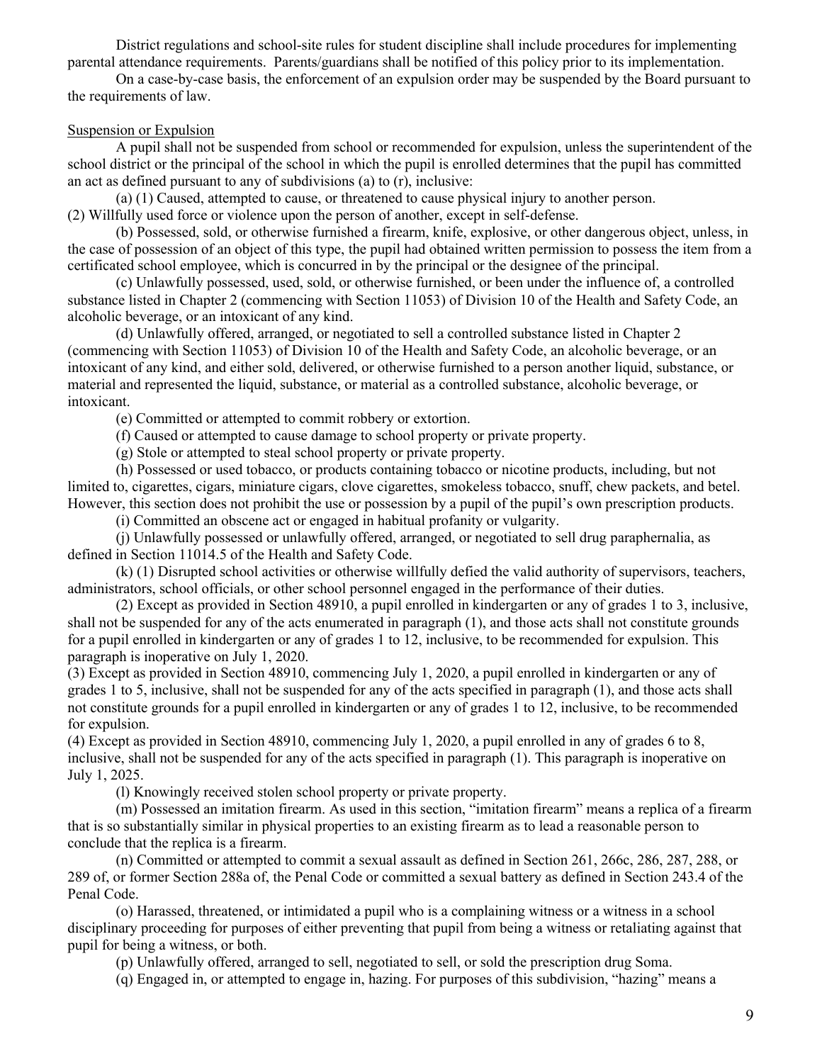District regulations and school-site rules for student discipline shall include procedures for implementing parental attendance requirements. Parents/guardians shall be notified of this policy prior to its implementation.

On a case-by-case basis, the enforcement of an expulsion order may be suspended by the Board pursuant to the requirements of law.

Suspension or Expulsion

A pupil shall not be suspended from school or recommended for expulsion, unless the superintendent of the school district or the principal of the school in which the pupil is enrolled determines that the pupil has committed an act as defined pursuant to any of subdivisions (a) to (r), inclusive:

(a) (1) Caused, attempted to cause, or threatened to cause physical injury to another person.
(2) Willfully used force or violence upon the person of another, except in self-defense.

(b) Possessed, sold, or otherwise furnished a firearm, knife, explosive, or other dangerous object, unless, in the case of possession of an object of this type, the pupil had obtained written permission to possess the item from a certificated school employee, which is concurred in by the principal or the designee of the principal.

(c) Unlawfully possessed, used, sold, or otherwise furnished, or been under the influence of, a controlled substance listed in Chapter 2 (commencing with Section 11053) of Division 10 of the Health and Safety Code, an alcoholic beverage, or an intoxicant of any kind.

(d) Unlawfully offered, arranged, or negotiated to sell a controlled substance listed in Chapter 2 (commencing with Section 11053) of Division 10 of the Health and Safety Code, an alcoholic beverage, or an intoxicant of any kind, and either sold, delivered, or otherwise furnished to a person another liquid, substance, or material and represented the liquid, substance, or material as a controlled substance, alcoholic beverage, or intoxicant.

(e) Committed or attempted to commit robbery or extortion.

(f) Caused or attempted to cause damage to school property or private property.

(g) Stole or attempted to steal school property or private property.

(h) Possessed or used tobacco, or products containing tobacco or nicotine products, including, but not limited to, cigarettes, cigars, miniature cigars, clove cigarettes, smokeless tobacco, snuff, chew packets, and betel. However, this section does not prohibit the use or possession by a pupil of the pupil's own prescription products.

(i) Committed an obscene act or engaged in habitual profanity or vulgarity.

(j) Unlawfully possessed or unlawfully offered, arranged, or negotiated to sell drug paraphernalia, as defined in Section 11014.5 of the Health and Safety Code.

(k) (1) Disrupted school activities or otherwise willfully defied the valid authority of supervisors, teachers, administrators, school officials, or other school personnel engaged in the performance of their duties.

(2) Except as provided in Section 48910, a pupil enrolled in kindergarten or any of grades 1 to 3, inclusive, shall not be suspended for any of the acts enumerated in paragraph (1), and those acts shall not constitute grounds for a pupil enrolled in kindergarten or any of grades 1 to 12, inclusive, to be recommended for expulsion. This paragraph is inoperative on July 1, 2020.

(3) Except as provided in Section 48910, commencing July 1, 2020, a pupil enrolled in kindergarten or any of grades 1 to 5, inclusive, shall not be suspended for any of the acts specified in paragraph (1), and those acts shall not constitute grounds for a pupil enrolled in kindergarten or any of grades 1 to 12, inclusive, to be recommended for expulsion.

(4) Except as provided in Section 48910, commencing July 1, 2020, a pupil enrolled in any of grades 6 to 8, inclusive, shall not be suspended for any of the acts specified in paragraph (1). This paragraph is inoperative on July 1, 2025.

(l) Knowingly received stolen school property or private property.

(m) Possessed an imitation firearm. As used in this section, "imitation firearm" means a replica of a firearm that is so substantially similar in physical properties to an existing firearm as to lead a reasonable person to conclude that the replica is a firearm.

(n) Committed or attempted to commit a sexual assault as defined in Section 261, 266c, 286, 287, 288, or 289 of, or former Section 288a of, the Penal Code or committed a sexual battery as defined in Section 243.4 of the Penal Code.

(o) Harassed, threatened, or intimidated a pupil who is a complaining witness or a witness in a school disciplinary proceeding for purposes of either preventing that pupil from being a witness or retaliating against that pupil for being a witness, or both.

(p) Unlawfully offered, arranged to sell, negotiated to sell, or sold the prescription drug Soma.

(q) Engaged in, or attempted to engage in, hazing. For purposes of this subdivision, "hazing" means a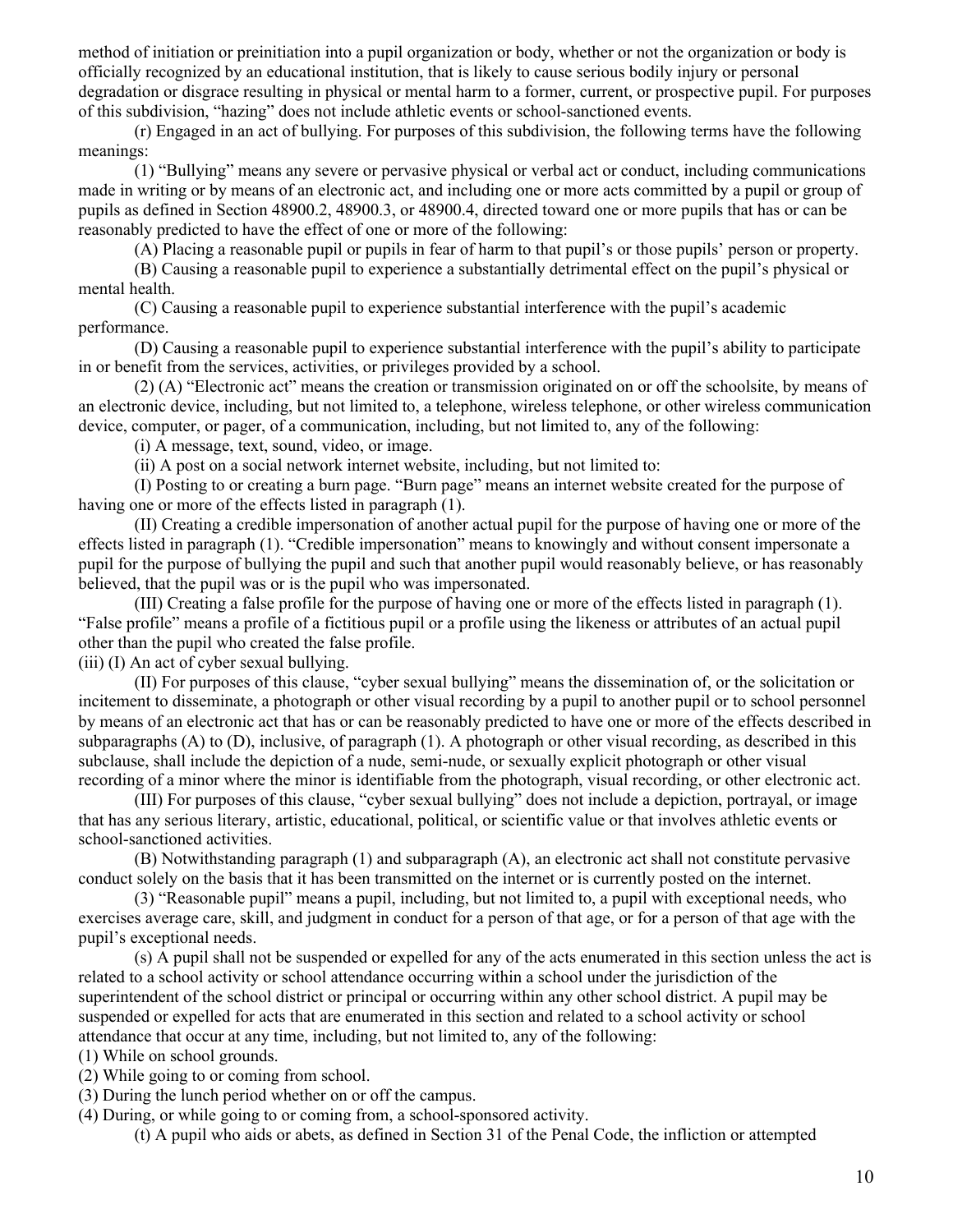method of initiation or preinitiation into a pupil organization or body, whether or not the organization or body is officially recognized by an educational institution, that is likely to cause serious bodily injury or personal degradation or disgrace resulting in physical or mental harm to a former, current, or prospective pupil. For purposes of this subdivision, "hazing" does not include athletic events or school-sanctioned events.

(r) Engaged in an act of bullying. For purposes of this subdivision, the following terms have the following meanings:

(1) "Bullying" means any severe or pervasive physical or verbal act or conduct, including communications made in writing or by means of an electronic act, and including one or more acts committed by a pupil or group of pupils as defined in Section 48900.2, 48900.3, or 48900.4, directed toward one or more pupils that has or can be reasonably predicted to have the effect of one or more of the following:

(A) Placing a reasonable pupil or pupils in fear of harm to that pupil's or those pupils' person or property.

(B) Causing a reasonable pupil to experience a substantially detrimental effect on the pupil's physical or mental health.

(C) Causing a reasonable pupil to experience substantial interference with the pupil's academic performance.

(D) Causing a reasonable pupil to experience substantial interference with the pupil's ability to participate in or benefit from the services, activities, or privileges provided by a school.

(2) (A) "Electronic act" means the creation or transmission originated on or off the schoolsite, by means of an electronic device, including, but not limited to, a telephone, wireless telephone, or other wireless communication device, computer, or pager, of a communication, including, but not limited to, any of the following:

(i) A message, text, sound, video, or image.

(ii) A post on a social network internet website, including, but not limited to:

(I) Posting to or creating a burn page. "Burn page" means an internet website created for the purpose of having one or more of the effects listed in paragraph (1).

(II) Creating a credible impersonation of another actual pupil for the purpose of having one or more of the effects listed in paragraph (1). "Credible impersonation" means to knowingly and without consent impersonate a pupil for the purpose of bullying the pupil and such that another pupil would reasonably believe, or has reasonably believed, that the pupil was or is the pupil who was impersonated.

(III) Creating a false profile for the purpose of having one or more of the effects listed in paragraph (1). "False profile" means a profile of a fictitious pupil or a profile using the likeness or attributes of an actual pupil other than the pupil who created the false profile.

(iii) (I) An act of cyber sexual bullying.

(II) For purposes of this clause, "cyber sexual bullying" means the dissemination of, or the solicitation or incitement to disseminate, a photograph or other visual recording by a pupil to another pupil or to school personnel by means of an electronic act that has or can be reasonably predicted to have one or more of the effects described in subparagraphs (A) to (D), inclusive, of paragraph (1). A photograph or other visual recording, as described in this subclause, shall include the depiction of a nude, semi-nude, or sexually explicit photograph or other visual recording of a minor where the minor is identifiable from the photograph, visual recording, or other electronic act.

(III) For purposes of this clause, "cyber sexual bullying" does not include a depiction, portrayal, or image that has any serious literary, artistic, educational, political, or scientific value or that involves athletic events or school-sanctioned activities.

(B) Notwithstanding paragraph (1) and subparagraph (A), an electronic act shall not constitute pervasive conduct solely on the basis that it has been transmitted on the internet or is currently posted on the internet.

(3) "Reasonable pupil" means a pupil, including, but not limited to, a pupil with exceptional needs, who exercises average care, skill, and judgment in conduct for a person of that age, or for a person of that age with the pupil's exceptional needs.

(s) A pupil shall not be suspended or expelled for any of the acts enumerated in this section unless the act is related to a school activity or school attendance occurring within a school under the jurisdiction of the superintendent of the school district or principal or occurring within any other school district. A pupil may be suspended or expelled for acts that are enumerated in this section and related to a school activity or school attendance that occur at any time, including, but not limited to, any of the following:

(1) While on school grounds.

(2) While going to or coming from school.

(3) During the lunch period whether on or off the campus.

(4) During, or while going to or coming from, a school-sponsored activity.

(t) A pupil who aids or abets, as defined in Section 31 of the Penal Code, the infliction or attempted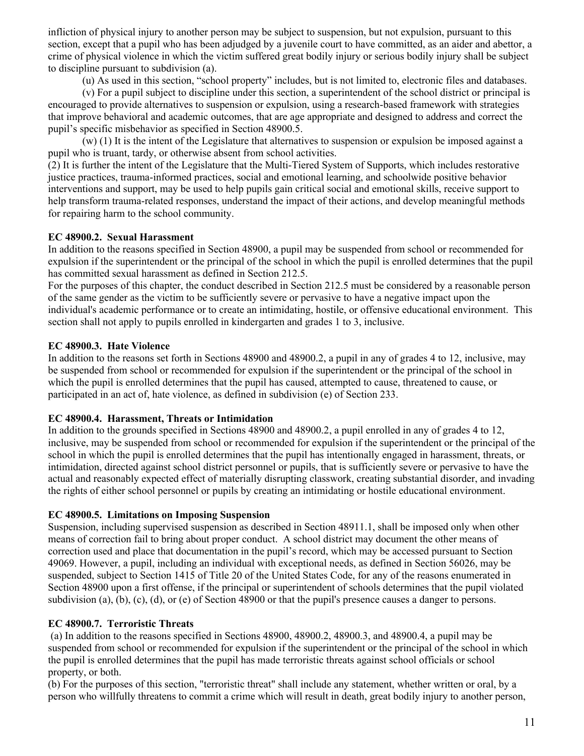infliction of physical injury to another person may be subject to suspension, but not expulsion, pursuant to this section, except that a pupil who has been adjudged by a juvenile court to have committed, as an aider and abettor, a crime of physical violence in which the victim suffered great bodily injury or serious bodily injury shall be subject to discipline pursuant to subdivision (a).

(u) As used in this section, "school property" includes, but is not limited to, electronic files and databases.

(v) For a pupil subject to discipline under this section, a superintendent of the school district or principal is encouraged to provide alternatives to suspension or expulsion, using a research-based framework with strategies that improve behavioral and academic outcomes, that are age appropriate and designed to address and correct the pupil's specific misbehavior as specified in Section 48900.5.

(w) (1) It is the intent of the Legislature that alternatives to suspension or expulsion be imposed against a pupil who is truant, tardy, or otherwise absent from school activities.

(2) It is further the intent of the Legislature that the Multi-Tiered System of Supports, which includes restorative justice practices, trauma-informed practices, social and emotional learning, and schoolwide positive behavior interventions and support, may be used to help pupils gain critical social and emotional skills, receive support to help transform trauma-related responses, understand the impact of their actions, and develop meaningful methods for repairing harm to the school community.

**EC 48900.2. Sexual Harassment**

In addition to the reasons specified in Section 48900, a pupil may be suspended from school or recommended for expulsion if the superintendent or the principal of the school in which the pupil is enrolled determines that the pupil has committed sexual harassment as defined in Section 212.5.

For the purposes of this chapter, the conduct described in Section 212.5 must be considered by a reasonable person of the same gender as the victim to be sufficiently severe or pervasive to have a negative impact upon the individual's academic performance or to create an intimidating, hostile, or offensive educational environment. This section shall not apply to pupils enrolled in kindergarten and grades 1 to 3, inclusive.

**EC 48900.3. Hate Violence**

In addition to the reasons set forth in Sections 48900 and 48900.2, a pupil in any of grades 4 to 12, inclusive, may be suspended from school or recommended for expulsion if the superintendent or the principal of the school in which the pupil is enrolled determines that the pupil has caused, attempted to cause, threatened to cause, or participated in an act of, hate violence, as defined in subdivision (e) of Section 233.

**EC 48900.4. Harassment, Threats or Intimidation**

In addition to the grounds specified in Sections 48900 and 48900.2, a pupil enrolled in any of grades 4 to 12, inclusive, may be suspended from school or recommended for expulsion if the superintendent or the principal of the school in which the pupil is enrolled determines that the pupil has intentionally engaged in harassment, threats, or intimidation, directed against school district personnel or pupils, that is sufficiently severe or pervasive to have the actual and reasonably expected effect of materially disrupting classwork, creating substantial disorder, and invading the rights of either school personnel or pupils by creating an intimidating or hostile educational environment.

**EC 48900.5. Limitations on Imposing Suspension**

Suspension, including supervised suspension as described in Section 48911.1, shall be imposed only when other means of correction fail to bring about proper conduct. A school district may document the other means of correction used and place that documentation in the pupil's record, which may be accessed pursuant to Section 49069. However, a pupil, including an individual with exceptional needs, as defined in Section 56026, may be suspended, subject to Section 1415 of Title 20 of the United States Code, for any of the reasons enumerated in Section 48900 upon a first offense, if the principal or superintendent of schools determines that the pupil violated subdivision (a), (b), (c), (d), or (e) of Section 48900 or that the pupil's presence causes a danger to persons.

**EC 48900.7. Terroristic Threats**

(a) In addition to the reasons specified in Sections 48900, 48900.2, 48900.3, and 48900.4, a pupil may be suspended from school or recommended for expulsion if the superintendent or the principal of the school in which the pupil is enrolled determines that the pupil has made terroristic threats against school officials or school property, or both.

(b) For the purposes of this section, "terroristic threat" shall include any statement, whether written or oral, by a person who willfully threatens to commit a crime which will result in death, great bodily injury to another person,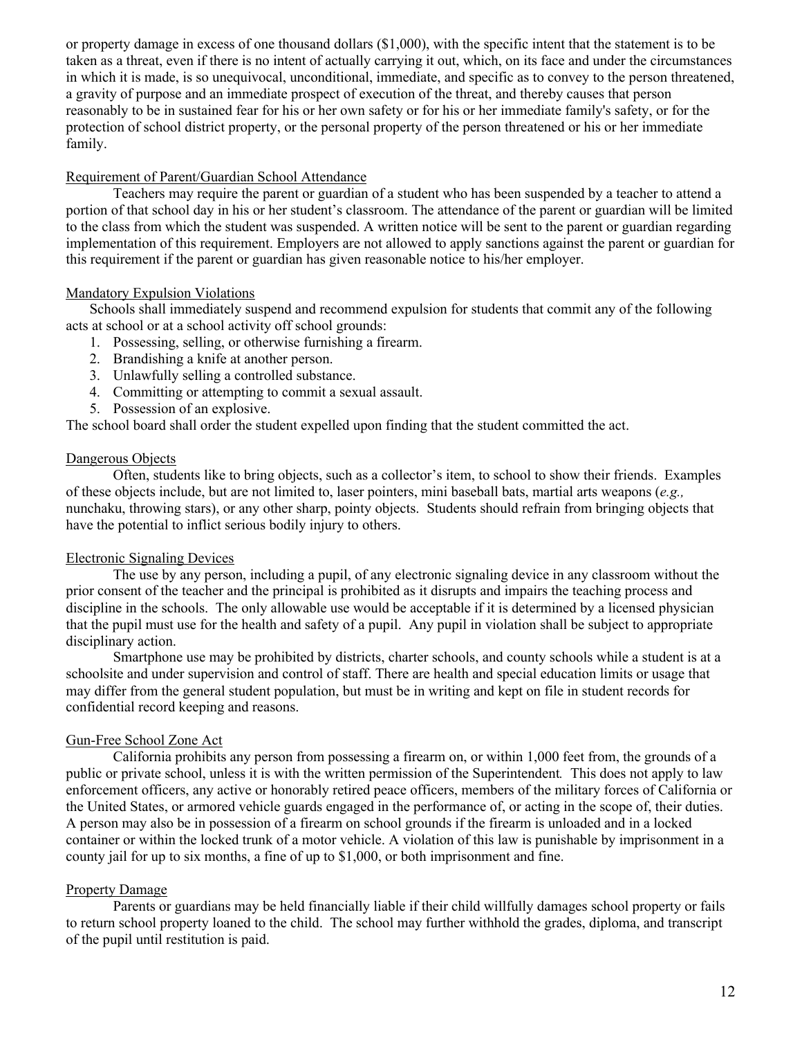or property damage in excess of one thousand dollars ($1,000), with the specific intent that the statement is to be taken as a threat, even if there is no intent of actually carrying it out, which, on its face and under the circumstances in which it is made, is so unequivocal, unconditional, immediate, and specific as to convey to the person threatened, a gravity of purpose and an immediate prospect of execution of the threat, and thereby causes that person reasonably to be in sustained fear for his or her own safety or for his or her immediate family's safety, or for the protection of school district property, or the personal property of the person threatened or his or her immediate family.

### Requirement of Parent/Guardian School Attendance

Teachers may require the parent or guardian of a student who has been suspended by a teacher to attend a portion of that school day in his or her student's classroom. The attendance of the parent or guardian will be limited to the class from which the student was suspended. A written notice will be sent to the parent or guardian regarding implementation of this requirement. Employers are not allowed to apply sanctions against the parent or guardian for this requirement if the parent or guardian has given reasonable notice to his/her employer.

### Mandatory Expulsion Violations

Schools shall immediately suspend and recommend expulsion for students that commit any of the following acts at school or at a school activity off school grounds:

1. Possessing, selling, or otherwise furnishing a firearm.
2. Brandishing a knife at another person.
3. Unlawfully selling a controlled substance.
4. Committing or attempting to commit a sexual assault.
5. Possession of an explosive.

The school board shall order the student expelled upon finding that the student committed the act.

### Dangerous Objects

Often, students like to bring objects, such as a collector's item, to school to show their friends. Examples of these objects include, but are not limited to, laser pointers, mini baseball bats, martial arts weapons (*e.g.,* nunchaku, throwing stars), or any other sharp, pointy objects. Students should refrain from bringing objects that have the potential to inflict serious bodily injury to others.

### Electronic Signaling Devices

The use by any person, including a pupil, of any electronic signaling device in any classroom without the prior consent of the teacher and the principal is prohibited as it disrupts and impairs the teaching process and discipline in the schools. The only allowable use would be acceptable if it is determined by a licensed physician that the pupil must use for the health and safety of a pupil. Any pupil in violation shall be subject to appropriate disciplinary action.

Smartphone use may be prohibited by districts, charter schools, and county schools while a student is at a schoolsite and under supervision and control of staff. There are health and special education limits or usage that may differ from the general student population, but must be in writing and kept on file in student records for confidential record keeping and reasons.

### Gun-Free School Zone Act

California prohibits any person from possessing a firearm on, or within 1,000 feet from, the grounds of a public or private school, unless it is with the written permission of the Superintendent*.* This does not apply to law enforcement officers, any active or honorably retired peace officers, members of the military forces of California or the United States, or armored vehicle guards engaged in the performance of, or acting in the scope of, their duties. A person may also be in possession of a firearm on school grounds if the firearm is unloaded and in a locked container or within the locked trunk of a motor vehicle. A violation of this law is punishable by imprisonment in a county jail for up to six months, a fine of up to $1,000, or both imprisonment and fine.

### Property Damage

Parents or guardians may be held financially liable if their child willfully damages school property or fails to return school property loaned to the child. The school may further withhold the grades, diploma, and transcript of the pupil until restitution is paid.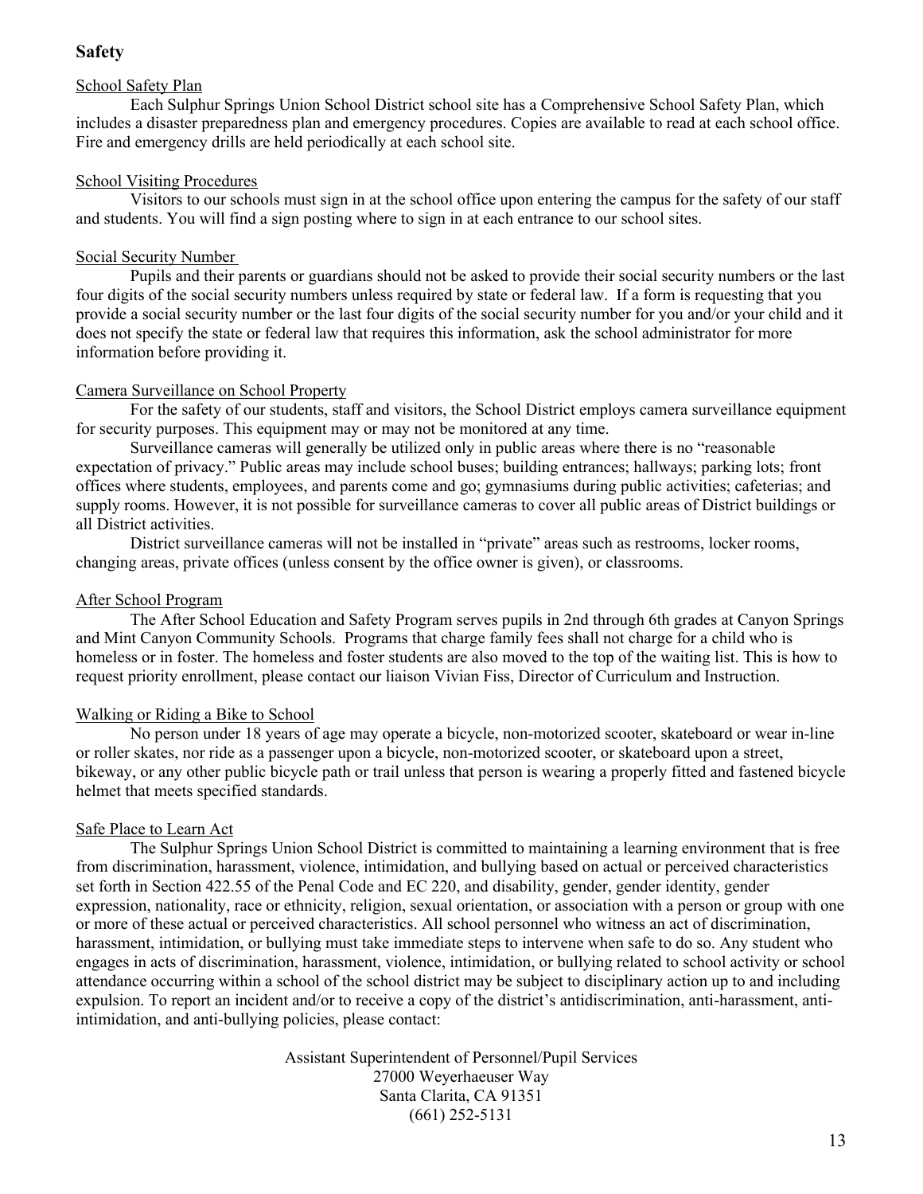## Safety

### School Safety Plan

Each Sulphur Springs Union School District school site has a Comprehensive School Safety Plan, which includes a disaster preparedness plan and emergency procedures. Copies are available to read at each school office. Fire and emergency drills are held periodically at each school site.

### School Visiting Procedures

Visitors to our schools must sign in at the school office upon entering the campus for the safety of our staff and students. You will find a sign posting where to sign in at each entrance to our school sites.

### Social Security Number

Pupils and their parents or guardians should not be asked to provide their social security numbers or the last four digits of the social security numbers unless required by state or federal law. If a form is requesting that you provide a social security number or the last four digits of the social security number for you and/or your child and it does not specify the state or federal law that requires this information, ask the school administrator for more information before providing it.

### Camera Surveillance on School Property

For the safety of our students, staff and visitors, the School District employs camera surveillance equipment for security purposes. This equipment may or may not be monitored at any time.

Surveillance cameras will generally be utilized only in public areas where there is no "reasonable expectation of privacy." Public areas may include school buses; building entrances; hallways; parking lots; front offices where students, employees, and parents come and go; gymnasiums during public activities; cafeterias; and supply rooms. However, it is not possible for surveillance cameras to cover all public areas of District buildings or all District activities.

District surveillance cameras will not be installed in "private" areas such as restrooms, locker rooms, changing areas, private offices (unless consent by the office owner is given), or classrooms.

### After School Program

The After School Education and Safety Program serves pupils in 2nd through 6th grades at Canyon Springs and Mint Canyon Community Schools. Programs that charge family fees shall not charge for a child who is homeless or in foster. The homeless and foster students are also moved to the top of the waiting list. This is how to request priority enrollment, please contact our liaison Vivian Fiss, Director of Curriculum and Instruction.

### Walking or Riding a Bike to School

No person under 18 years of age may operate a bicycle, non-motorized scooter, skateboard or wear in-line or roller skates, nor ride as a passenger upon a bicycle, non-motorized scooter, or skateboard upon a street, bikeway, or any other public bicycle path or trail unless that person is wearing a properly fitted and fastened bicycle helmet that meets specified standards.

### Safe Place to Learn Act

The Sulphur Springs Union School District is committed to maintaining a learning environment that is free from discrimination, harassment, violence, intimidation, and bullying based on actual or perceived characteristics set forth in Section 422.55 of the Penal Code and EC 220, and disability, gender, gender identity, gender expression, nationality, race or ethnicity, religion, sexual orientation, or association with a person or group with one or more of these actual or perceived characteristics. All school personnel who witness an act of discrimination, harassment, intimidation, or bullying must take immediate steps to intervene when safe to do so. Any student who engages in acts of discrimination, harassment, violence, intimidation, or bullying related to school activity or school attendance occurring within a school of the school district may be subject to disciplinary action up to and including expulsion. To report an incident and/or to receive a copy of the district's antidiscrimination, anti-harassment, anti-intimidation, and anti-bullying policies, please contact:

Assistant Superintendent of Personnel/Pupil Services
27000 Weyerhaeuser Way
Santa Clarita, CA 91351
(661) 252-5131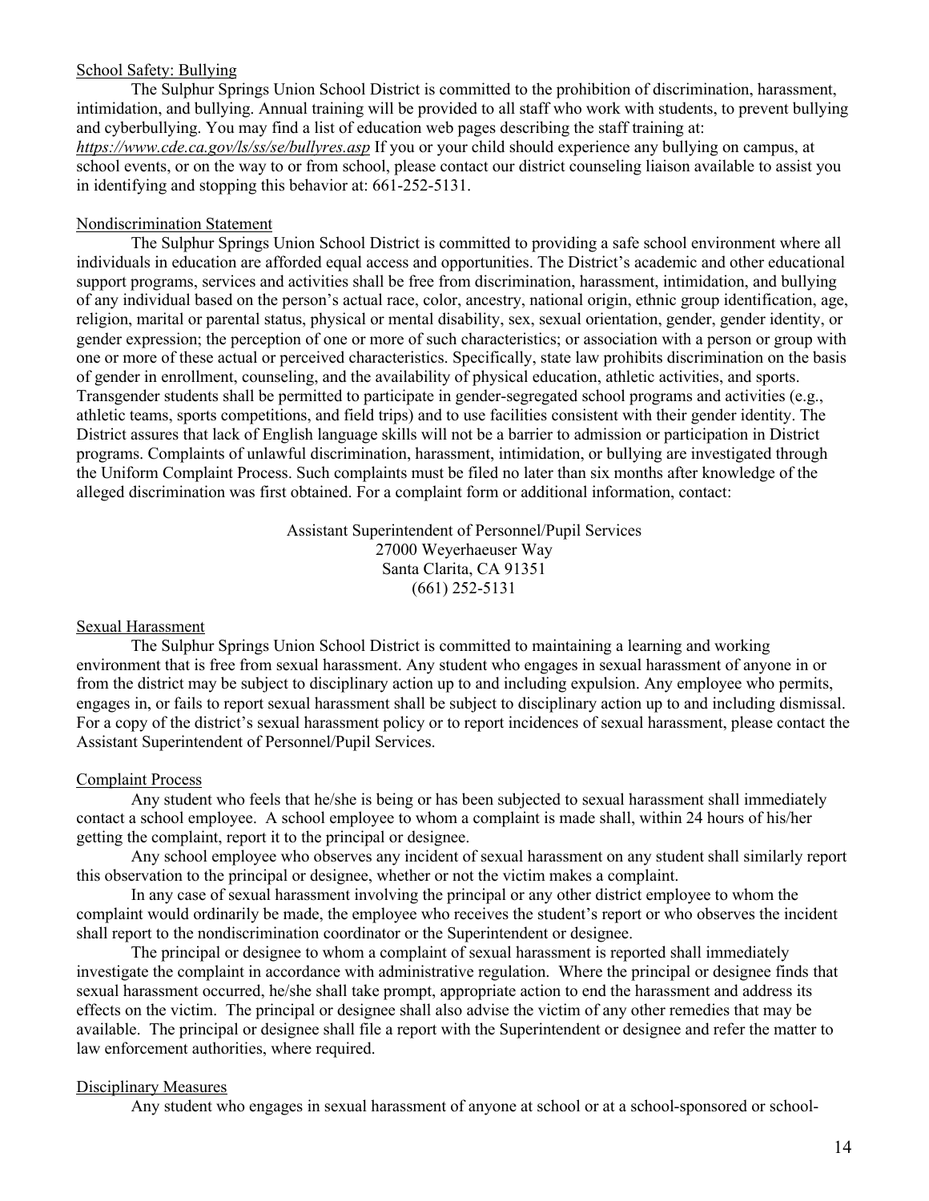## School Safety: Bullying

The Sulphur Springs Union School District is committed to the prohibition of discrimination, harassment, intimidation, and bullying. Annual training will be provided to all staff who work with students, to prevent bullying and cyberbullying. You may find a list of education web pages describing the staff training at: *https://www.cde.ca.gov/ls/ss/se/bullyres.asp* If you or your child should experience any bullying on campus, at school events, or on the way to or from school, please contact our district counseling liaison available to assist you in identifying and stopping this behavior at: 661-252-5131.

## Nondiscrimination Statement

The Sulphur Springs Union School District is committed to providing a safe school environment where all individuals in education are afforded equal access and opportunities. The District's academic and other educational support programs, services and activities shall be free from discrimination, harassment, intimidation, and bullying of any individual based on the person's actual race, color, ancestry, national origin, ethnic group identification, age, religion, marital or parental status, physical or mental disability, sex, sexual orientation, gender, gender identity, or gender expression; the perception of one or more of such characteristics; or association with a person or group with one or more of these actual or perceived characteristics. Specifically, state law prohibits discrimination on the basis of gender in enrollment, counseling, and the availability of physical education, athletic activities, and sports. Transgender students shall be permitted to participate in gender-segregated school programs and activities (e.g., athletic teams, sports competitions, and field trips) and to use facilities consistent with their gender identity. The District assures that lack of English language skills will not be a barrier to admission or participation in District programs. Complaints of unlawful discrimination, harassment, intimidation, or bullying are investigated through the Uniform Complaint Process. Such complaints must be filed no later than six months after knowledge of the alleged discrimination was first obtained. For a complaint form or additional information, contact:

Assistant Superintendent of Personnel/Pupil Services
27000 Weyerhaeuser Way
Santa Clarita, CA 91351
(661) 252-5131

## Sexual Harassment

The Sulphur Springs Union School District is committed to maintaining a learning and working environment that is free from sexual harassment. Any student who engages in sexual harassment of anyone in or from the district may be subject to disciplinary action up to and including expulsion. Any employee who permits, engages in, or fails to report sexual harassment shall be subject to disciplinary action up to and including dismissal. For a copy of the district's sexual harassment policy or to report incidences of sexual harassment, please contact the Assistant Superintendent of Personnel/Pupil Services.

## Complaint Process

Any student who feels that he/she is being or has been subjected to sexual harassment shall immediately contact a school employee. A school employee to whom a complaint is made shall, within 24 hours of his/her getting the complaint, report it to the principal or designee.

Any school employee who observes any incident of sexual harassment on any student shall similarly report this observation to the principal or designee, whether or not the victim makes a complaint.

In any case of sexual harassment involving the principal or any other district employee to whom the complaint would ordinarily be made, the employee who receives the student's report or who observes the incident shall report to the nondiscrimination coordinator or the Superintendent or designee.

The principal or designee to whom a complaint of sexual harassment is reported shall immediately investigate the complaint in accordance with administrative regulation. Where the principal or designee finds that sexual harassment occurred, he/she shall take prompt, appropriate action to end the harassment and address its effects on the victim. The principal or designee shall also advise the victim of any other remedies that may be available. The principal or designee shall file a report with the Superintendent or designee and refer the matter to law enforcement authorities, where required.

## Disciplinary Measures

Any student who engages in sexual harassment of anyone at school or at a school-sponsored or school-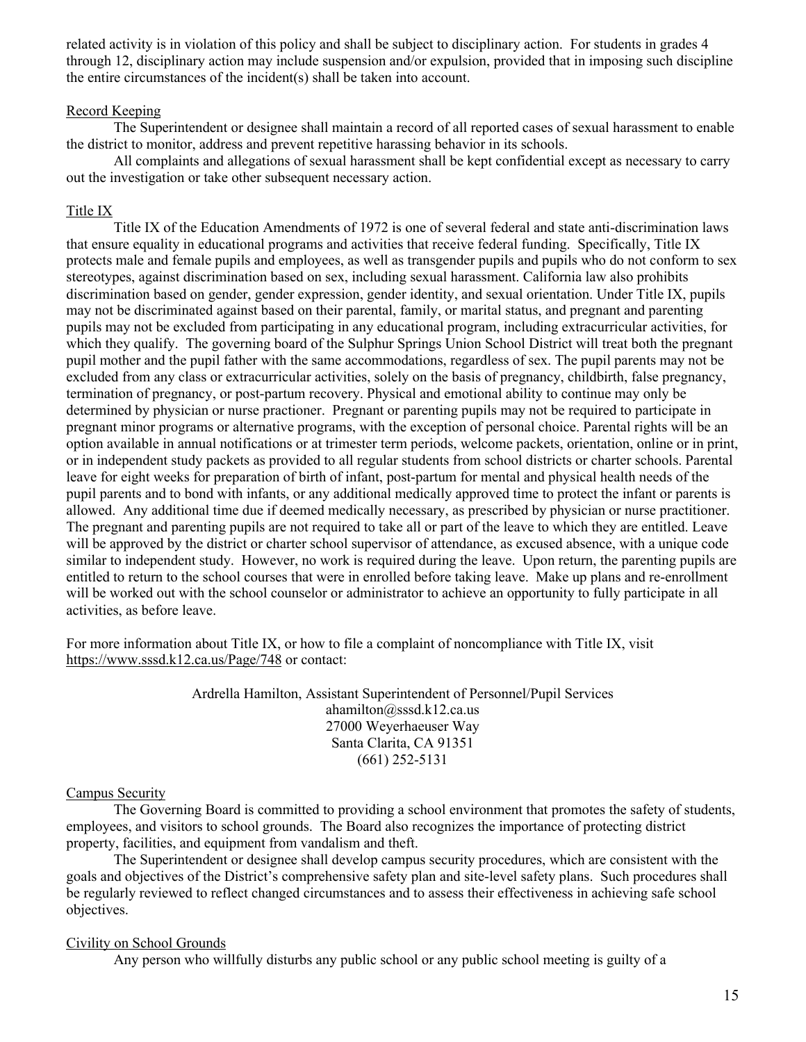related activity is in violation of this policy and shall be subject to disciplinary action. For students in grades 4 through 12, disciplinary action may include suspension and/or expulsion, provided that in imposing such discipline the entire circumstances of the incident(s) shall be taken into account.

## Record Keeping

The Superintendent or designee shall maintain a record of all reported cases of sexual harassment to enable the district to monitor, address and prevent repetitive harassing behavior in its schools.

All complaints and allegations of sexual harassment shall be kept confidential except as necessary to carry out the investigation or take other subsequent necessary action.

## Title IX

Title IX of the Education Amendments of 1972 is one of several federal and state anti-discrimination laws that ensure equality in educational programs and activities that receive federal funding. Specifically, Title IX protects male and female pupils and employees, as well as transgender pupils and pupils who do not conform to sex stereotypes, against discrimination based on sex, including sexual harassment. California law also prohibits discrimination based on gender, gender expression, gender identity, and sexual orientation. Under Title IX, pupils may not be discriminated against based on their parental, family, or marital status, and pregnant and parenting pupils may not be excluded from participating in any educational program, including extracurricular activities, for which they qualify. The governing board of the Sulphur Springs Union School District will treat both the pregnant pupil mother and the pupil father with the same accommodations, regardless of sex. The pupil parents may not be excluded from any class or extracurricular activities, solely on the basis of pregnancy, childbirth, false pregnancy, termination of pregnancy, or post-partum recovery. Physical and emotional ability to continue may only be determined by physician or nurse practioner. Pregnant or parenting pupils may not be required to participate in pregnant minor programs or alternative programs, with the exception of personal choice. Parental rights will be an option available in annual notifications or at trimester term periods, welcome packets, orientation, online or in print, or in independent study packets as provided to all regular students from school districts or charter schools. Parental leave for eight weeks for preparation of birth of infant, post-partum for mental and physical health needs of the pupil parents and to bond with infants, or any additional medically approved time to protect the infant or parents is allowed. Any additional time due if deemed medically necessary, as prescribed by physician or nurse practitioner. The pregnant and parenting pupils are not required to take all or part of the leave to which they are entitled. Leave will be approved by the district or charter school supervisor of attendance, as excused absence, with a unique code similar to independent study. However, no work is required during the leave. Upon return, the parenting pupils are entitled to return to the school courses that were in enrolled before taking leave. Make up plans and re-enrollment will be worked out with the school counselor or administrator to achieve an opportunity to fully participate in all activities, as before leave.

For more information about Title IX, or how to file a complaint of noncompliance with Title IX, visit https://www.sssd.k12.ca.us/Page/748 or contact:

Ardrella Hamilton, Assistant Superintendent of Personnel/Pupil Services
ahamilton@sssd.k12.ca.us
27000 Weyerhaeuser Way
Santa Clarita, CA 91351
(661) 252-5131

## Campus Security

The Governing Board is committed to providing a school environment that promotes the safety of students, employees, and visitors to school grounds. The Board also recognizes the importance of protecting district property, facilities, and equipment from vandalism and theft.

The Superintendent or designee shall develop campus security procedures, which are consistent with the goals and objectives of the District's comprehensive safety plan and site-level safety plans. Such procedures shall be regularly reviewed to reflect changed circumstances and to assess their effectiveness in achieving safe school objectives.

## Civility on School Grounds

Any person who willfully disturbs any public school or any public school meeting is guilty of a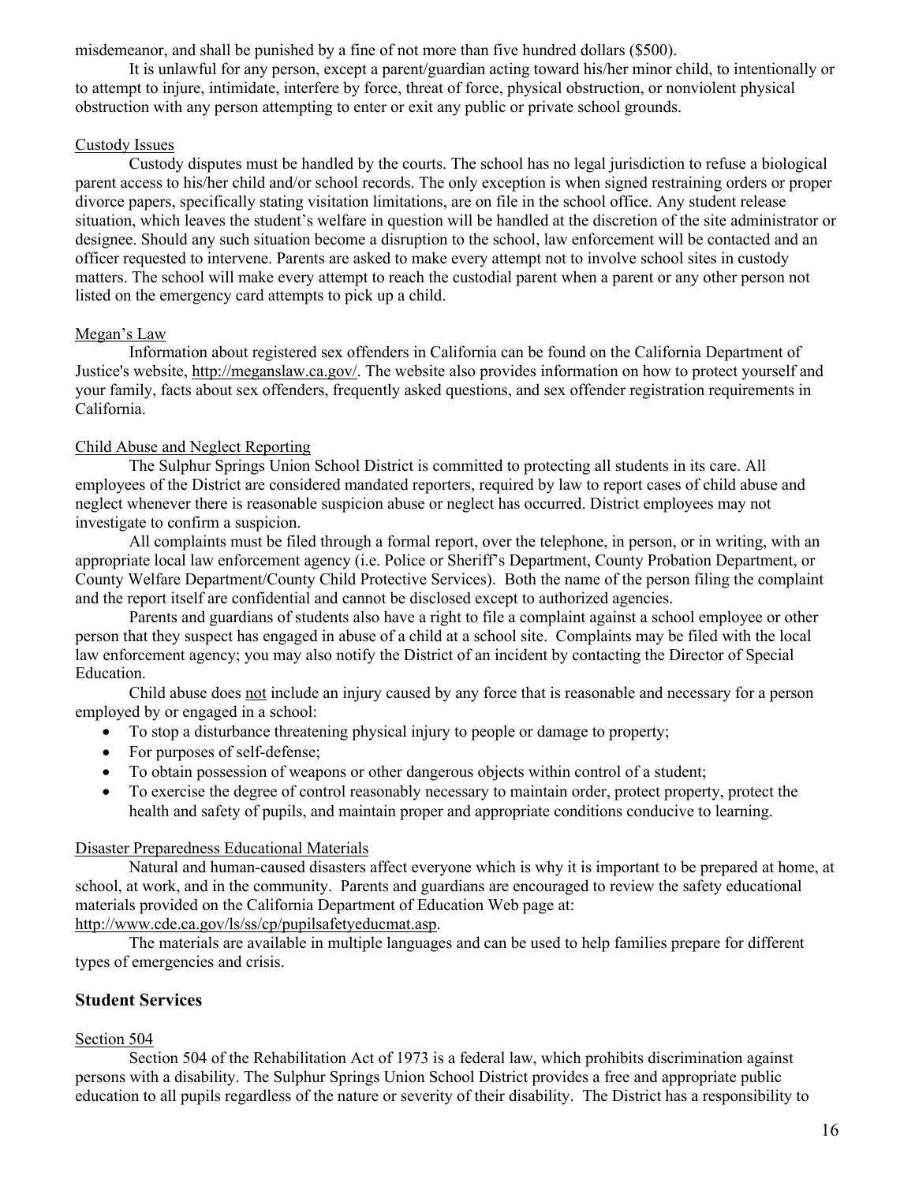misdemeanor, and shall be punished by a fine of not more than five hundred dollars ($500).

It is unlawful for any person, except a parent/guardian acting toward his/her minor child, to intentionally or to attempt to injure, intimidate, interfere by force, threat of force, physical obstruction, or nonviolent physical obstruction with any person attempting to enter or exit any public or private school grounds.

### Custody Issues

Custody disputes must be handled by the courts. The school has no legal jurisdiction to refuse a biological parent access to his/her child and/or school records. The only exception is when signed restraining orders or proper divorce papers, specifically stating visitation limitations, are on file in the school office. Any student release situation, which leaves the student's welfare in question will be handled at the discretion of the site administrator or designee. Should any such situation become a disruption to the school, law enforcement will be contacted and an officer requested to intervene. Parents are asked to make every attempt not to involve school sites in custody matters. The school will make every attempt to reach the custodial parent when a parent or any other person not listed on the emergency card attempts to pick up a child.

### Megan's Law

Information about registered sex offenders in California can be found on the California Department of Justice's website, http://meganslaw.ca.gov/. The website also provides information on how to protect yourself and your family, facts about sex offenders, frequently asked questions, and sex offender registration requirements in California.

### Child Abuse and Neglect Reporting

The Sulphur Springs Union School District is committed to protecting all students in its care. All employees of the District are considered mandated reporters, required by law to report cases of child abuse and neglect whenever there is reasonable suspicion abuse or neglect has occurred. District employees may not investigate to confirm a suspicion.

All complaints must be filed through a formal report, over the telephone, in person, or in writing, with an appropriate local law enforcement agency (i.e. Police or Sheriff's Department, County Probation Department, or County Welfare Department/County Child Protective Services). Both the name of the person filing the complaint and the report itself are confidential and cannot be disclosed except to authorized agencies.

Parents and guardians of students also have a right to file a complaint against a school employee or other person that they suspect has engaged in abuse of a child at a school site. Complaints may be filed with the local law enforcement agency; you may also notify the District of an incident by contacting the Director of Special Education.

Child abuse does not include an injury caused by any force that is reasonable and necessary for a person employed by or engaged in a school:

- To stop a disturbance threatening physical injury to people or damage to property;
- For purposes of self-defense;
- To obtain possession of weapons or other dangerous objects within control of a student;
- To exercise the degree of control reasonably necessary to maintain order, protect property, protect the health and safety of pupils, and maintain proper and appropriate conditions conducive to learning.

### Disaster Preparedness Educational Materials

Natural and human-caused disasters affect everyone which is why it is important to be prepared at home, at school, at work, and in the community. Parents and guardians are encouraged to review the safety educational materials provided on the California Department of Education Web page at: http://www.cde.ca.gov/ls/ss/cp/pupilsafetyeducmat.asp.

The materials are available in multiple languages and can be used to help families prepare for different types of emergencies and crisis.

## Student Services

### Section 504

Section 504 of the Rehabilitation Act of 1973 is a federal law, which prohibits discrimination against persons with a disability. The Sulphur Springs Union School District provides a free and appropriate public education to all pupils regardless of the nature or severity of their disability. The District has a responsibility to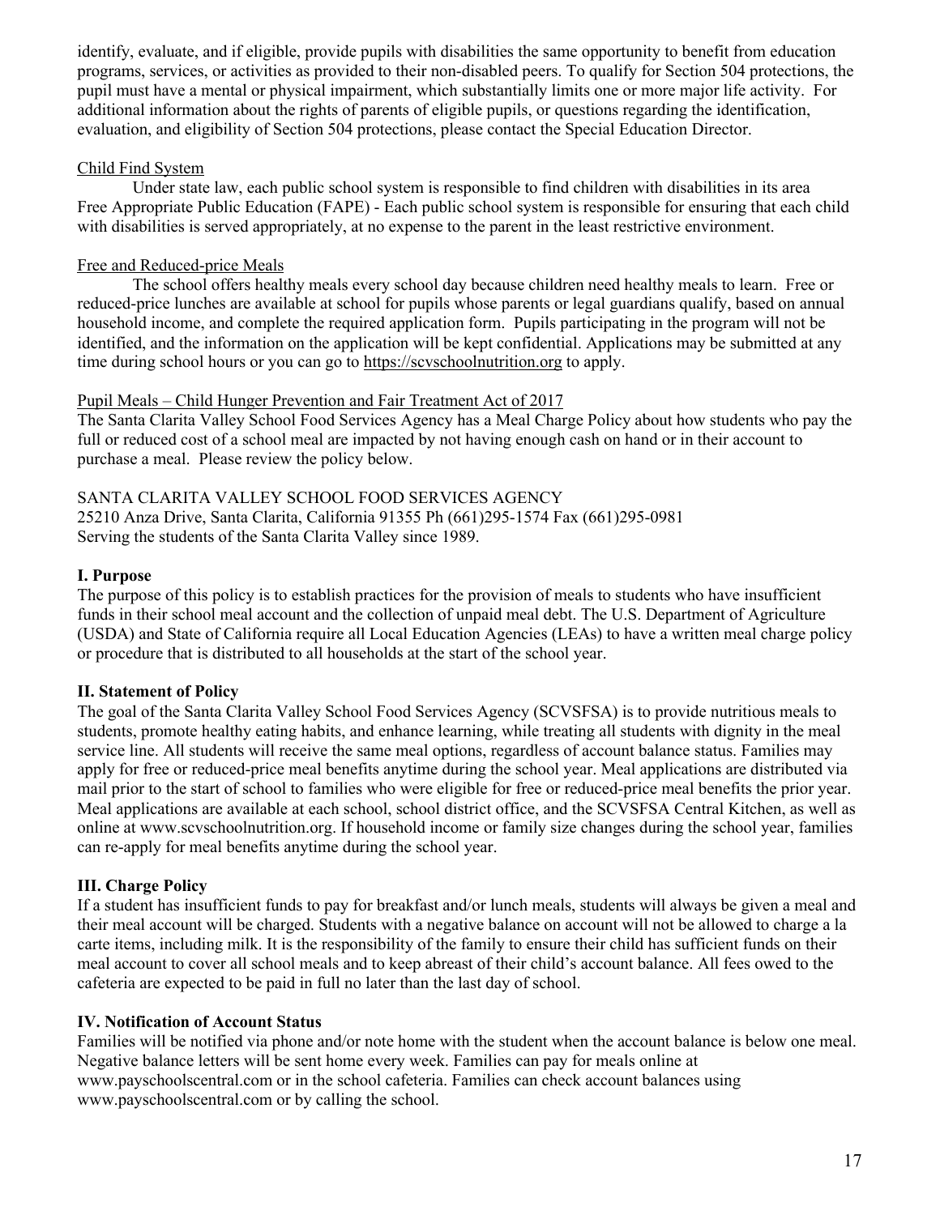identify, evaluate, and if eligible, provide pupils with disabilities the same opportunity to benefit from education programs, services, or activities as provided to their non-disabled peers. To qualify for Section 504 protections, the pupil must have a mental or physical impairment, which substantially limits one or more major life activity. For additional information about the rights of parents of eligible pupils, or questions regarding the identification, evaluation, and eligibility of Section 504 protections, please contact the Special Education Director.

Child Find System

Under state law, each public school system is responsible to find children with disabilities in its area
Free Appropriate Public Education (FAPE) - Each public school system is responsible for ensuring that each child with disabilities is served appropriately, at no expense to the parent in the least restrictive environment.

Free and Reduced-price Meals

The school offers healthy meals every school day because children need healthy meals to learn. Free or reduced-price lunches are available at school for pupils whose parents or legal guardians qualify, based on annual household income, and complete the required application form. Pupils participating in the program will not be identified, and the information on the application will be kept confidential. Applications may be submitted at any time during school hours or you can go to https://scvschoolnutrition.org to apply.

Pupil Meals – Child Hunger Prevention and Fair Treatment Act of 2017

The Santa Clarita Valley School Food Services Agency has a Meal Charge Policy about how students who pay the full or reduced cost of a school meal are impacted by not having enough cash on hand or in their account to purchase a meal. Please review the policy below.

SANTA CLARITA VALLEY SCHOOL FOOD SERVICES AGENCY
25210 Anza Drive, Santa Clarita, California 91355 Ph (661)295-1574 Fax (661)295-0981
Serving the students of the Santa Clarita Valley since 1989.

**I. Purpose**

The purpose of this policy is to establish practices for the provision of meals to students who have insufficient funds in their school meal account and the collection of unpaid meal debt. The U.S. Department of Agriculture (USDA) and State of California require all Local Education Agencies (LEAs) to have a written meal charge policy or procedure that is distributed to all households at the start of the school year.

**II. Statement of Policy**

The goal of the Santa Clarita Valley School Food Services Agency (SCVSFSA) is to provide nutritious meals to students, promote healthy eating habits, and enhance learning, while treating all students with dignity in the meal service line. All students will receive the same meal options, regardless of account balance status. Families may apply for free or reduced-price meal benefits anytime during the school year. Meal applications are distributed via mail prior to the start of school to families who were eligible for free or reduced-price meal benefits the prior year. Meal applications are available at each school, school district office, and the SCVSFSA Central Kitchen, as well as online at www.scvschoolnutrition.org. If household income or family size changes during the school year, families can re-apply for meal benefits anytime during the school year.

**III. Charge Policy**

If a student has insufficient funds to pay for breakfast and/or lunch meals, students will always be given a meal and their meal account will be charged. Students with a negative balance on account will not be allowed to charge a la carte items, including milk. It is the responsibility of the family to ensure their child has sufficient funds on their meal account to cover all school meals and to keep abreast of their child's account balance. All fees owed to the cafeteria are expected to be paid in full no later than the last day of school.

**IV. Notification of Account Status**

Families will be notified via phone and/or note home with the student when the account balance is below one meal. Negative balance letters will be sent home every week. Families can pay for meals online at www.payschoolscentral.com or in the school cafeteria. Families can check account balances using www.payschoolscentral.com or by calling the school.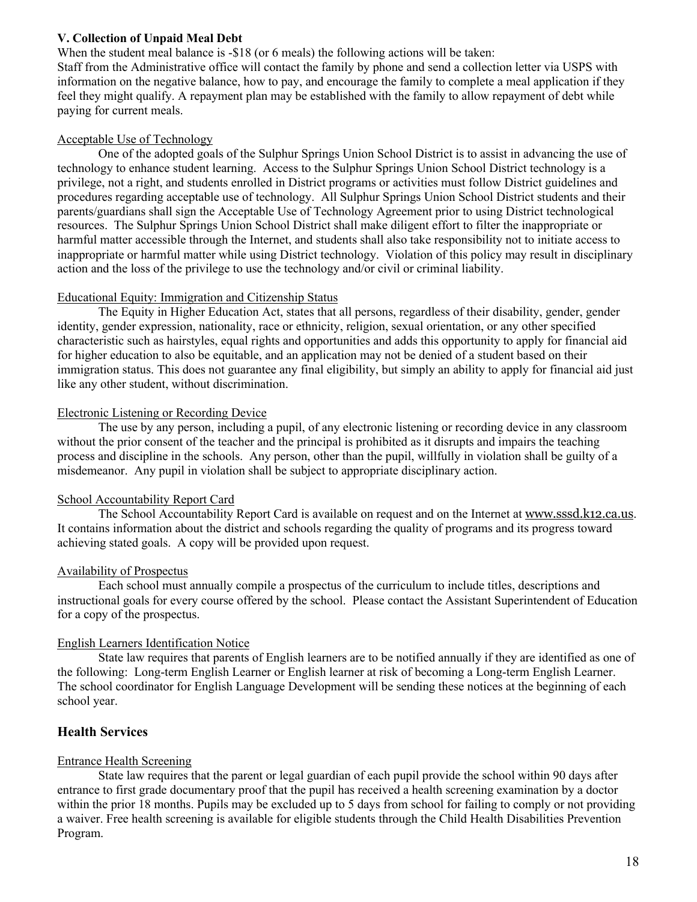**V. Collection of Unpaid Meal Debt**

When the student meal balance is -$18 (or 6 meals) the following actions will be taken:
Staff from the Administrative office will contact the family by phone and send a collection letter via USPS with information on the negative balance, how to pay, and encourage the family to complete a meal application if they feel they might qualify. A repayment plan may be established with the family to allow repayment of debt while paying for current meals.

Acceptable Use of Technology

One of the adopted goals of the Sulphur Springs Union School District is to assist in advancing the use of technology to enhance student learning. Access to the Sulphur Springs Union School District technology is a privilege, not a right, and students enrolled in District programs or activities must follow District guidelines and procedures regarding acceptable use of technology. All Sulphur Springs Union School District students and their parents/guardians shall sign the Acceptable Use of Technology Agreement prior to using District technological resources. The Sulphur Springs Union School District shall make diligent effort to filter the inappropriate or harmful matter accessible through the Internet, and students shall also take responsibility not to initiate access to inappropriate or harmful matter while using District technology. Violation of this policy may result in disciplinary action and the loss of the privilege to use the technology and/or civil or criminal liability.

Educational Equity: Immigration and Citizenship Status

The Equity in Higher Education Act, states that all persons, regardless of their disability, gender, gender identity, gender expression, nationality, race or ethnicity, religion, sexual orientation, or any other specified characteristic such as hairstyles, equal rights and opportunities and adds this opportunity to apply for financial aid for higher education to also be equitable, and an application may not be denied of a student based on their immigration status. This does not guarantee any final eligibility, but simply an ability to apply for financial aid just like any other student, without discrimination.

Electronic Listening or Recording Device

The use by any person, including a pupil, of any electronic listening or recording device in any classroom without the prior consent of the teacher and the principal is prohibited as it disrupts and impairs the teaching process and discipline in the schools. Any person, other than the pupil, willfully in violation shall be guilty of a misdemeanor. Any pupil in violation shall be subject to appropriate disciplinary action.

School Accountability Report Card

The School Accountability Report Card is available on request and on the Internet at www.sssd.k12.ca.us. It contains information about the district and schools regarding the quality of programs and its progress toward achieving stated goals. A copy will be provided upon request.

Availability of Prospectus

Each school must annually compile a prospectus of the curriculum to include titles, descriptions and instructional goals for every course offered by the school. Please contact the Assistant Superintendent of Education for a copy of the prospectus.

English Learners Identification Notice

State law requires that parents of English learners are to be notified annually if they are identified as one of the following: Long-term English Learner or English learner at risk of becoming a Long-term English Learner. The school coordinator for English Language Development will be sending these notices at the beginning of each school year.

## Health Services

Entrance Health Screening

State law requires that the parent or legal guardian of each pupil provide the school within 90 days after entrance to first grade documentary proof that the pupil has received a health screening examination by a doctor within the prior 18 months. Pupils may be excluded up to 5 days from school for failing to comply or not providing a waiver. Free health screening is available for eligible students through the Child Health Disabilities Prevention Program.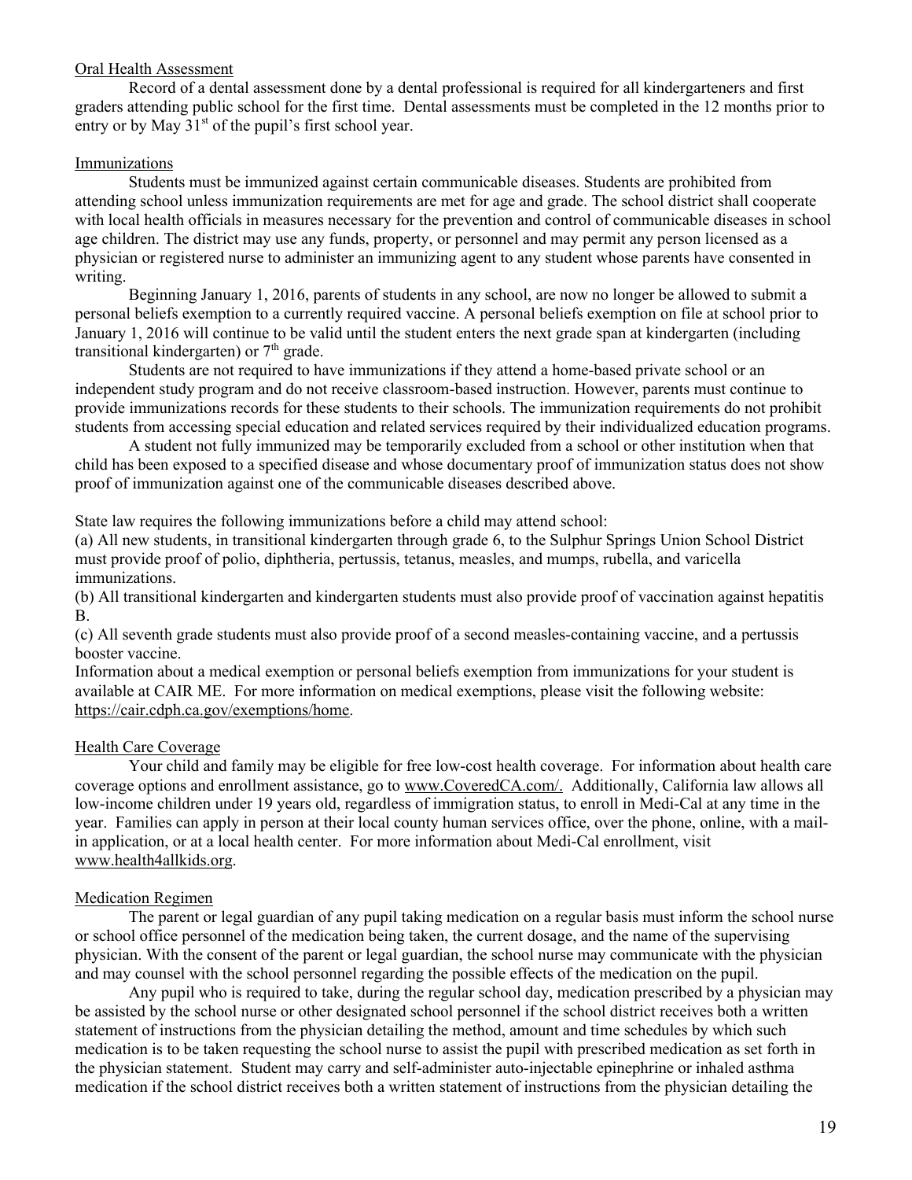## Oral Health Assessment

Record of a dental assessment done by a dental professional is required for all kindergarteners and first graders attending public school for the first time. Dental assessments must be completed in the 12 months prior to entry or by May 31st of the pupil's first school year.

## Immunizations

Students must be immunized against certain communicable diseases. Students are prohibited from attending school unless immunization requirements are met for age and grade. The school district shall cooperate with local health officials in measures necessary for the prevention and control of communicable diseases in school age children. The district may use any funds, property, or personnel and may permit any person licensed as a physician or registered nurse to administer an immunizing agent to any student whose parents have consented in writing.

Beginning January 1, 2016, parents of students in any school, are now no longer be allowed to submit a personal beliefs exemption to a currently required vaccine. A personal beliefs exemption on file at school prior to January 1, 2016 will continue to be valid until the student enters the next grade span at kindergarten (including transitional kindergarten) or 7th grade.

Students are not required to have immunizations if they attend a home-based private school or an independent study program and do not receive classroom-based instruction. However, parents must continue to provide immunizations records for these students to their schools. The immunization requirements do not prohibit students from accessing special education and related services required by their individualized education programs.

A student not fully immunized may be temporarily excluded from a school or other institution when that child has been exposed to a specified disease and whose documentary proof of immunization status does not show proof of immunization against one of the communicable diseases described above.

State law requires the following immunizations before a child may attend school:

(a) All new students, in transitional kindergarten through grade 6, to the Sulphur Springs Union School District must provide proof of polio, diphtheria, pertussis, tetanus, measles, and mumps, rubella, and varicella immunizations.

(b) All transitional kindergarten and kindergarten students must also provide proof of vaccination against hepatitis B.

(c) All seventh grade students must also provide proof of a second measles-containing vaccine, and a pertussis booster vaccine.

Information about a medical exemption or personal beliefs exemption from immunizations for your student is available at CAIR ME. For more information on medical exemptions, please visit the following website: https://cair.cdph.ca.gov/exemptions/home.

## Health Care Coverage

Your child and family may be eligible for free low-cost health coverage. For information about health care coverage options and enrollment assistance, go to www.CoveredCA.com/. Additionally, California law allows all low-income children under 19 years old, regardless of immigration status, to enroll in Medi-Cal at any time in the year. Families can apply in person at their local county human services office, over the phone, online, with a mail-in application, or at a local health center. For more information about Medi-Cal enrollment, visit www.health4allkids.org.

## Medication Regimen

The parent or legal guardian of any pupil taking medication on a regular basis must inform the school nurse or school office personnel of the medication being taken, the current dosage, and the name of the supervising physician. With the consent of the parent or legal guardian, the school nurse may communicate with the physician and may counsel with the school personnel regarding the possible effects of the medication on the pupil.

Any pupil who is required to take, during the regular school day, medication prescribed by a physician may be assisted by the school nurse or other designated school personnel if the school district receives both a written statement of instructions from the physician detailing the method, amount and time schedules by which such medication is to be taken requesting the school nurse to assist the pupil with prescribed medication as set forth in the physician statement. Student may carry and self-administer auto-injectable epinephrine or inhaled asthma medication if the school district receives both a written statement of instructions from the physician detailing the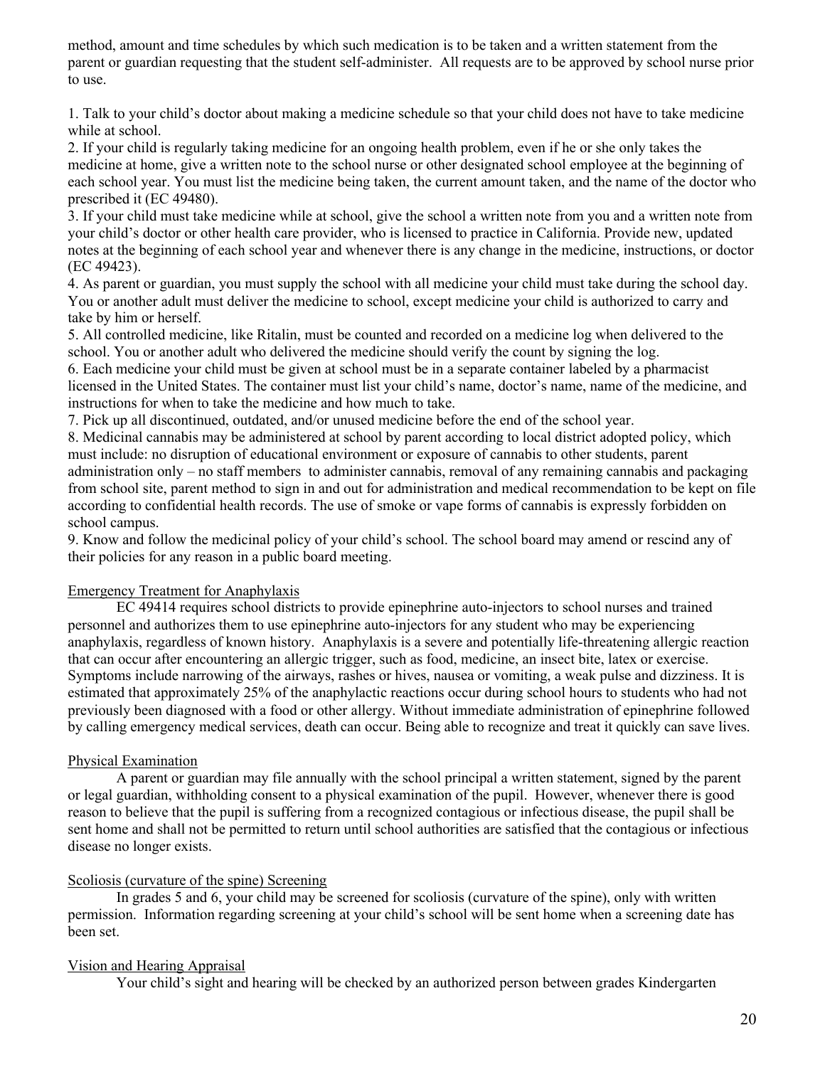method, amount and time schedules by which such medication is to be taken and a written statement from the parent or guardian requesting that the student self-administer. All requests are to be approved by school nurse prior to use.

1. Talk to your child's doctor about making a medicine schedule so that your child does not have to take medicine while at school.
2. If your child is regularly taking medicine for an ongoing health problem, even if he or she only takes the medicine at home, give a written note to the school nurse or other designated school employee at the beginning of each school year. You must list the medicine being taken, the current amount taken, and the name of the doctor who prescribed it (EC 49480).
3. If your child must take medicine while at school, give the school a written note from you and a written note from your child's doctor or other health care provider, who is licensed to practice in California. Provide new, updated notes at the beginning of each school year and whenever there is any change in the medicine, instructions, or doctor (EC 49423).
4. As parent or guardian, you must supply the school with all medicine your child must take during the school day. You or another adult must deliver the medicine to school, except medicine your child is authorized to carry and take by him or herself.
5. All controlled medicine, like Ritalin, must be counted and recorded on a medicine log when delivered to the school. You or another adult who delivered the medicine should verify the count by signing the log.
6. Each medicine your child must be given at school must be in a separate container labeled by a pharmacist licensed in the United States. The container must list your child's name, doctor's name, name of the medicine, and instructions for when to take the medicine and how much to take.
7. Pick up all discontinued, outdated, and/or unused medicine before the end of the school year.
8. Medicinal cannabis may be administered at school by parent according to local district adopted policy, which must include: no disruption of educational environment or exposure of cannabis to other students, parent administration only – no staff members to administer cannabis, removal of any remaining cannabis and packaging from school site, parent method to sign in and out for administration and medical recommendation to be kept on file according to confidential health records. The use of smoke or vape forms of cannabis is expressly forbidden on school campus.
9. Know and follow the medicinal policy of your child's school. The school board may amend or rescind any of their policies for any reason in a public board meeting.

## Emergency Treatment for Anaphylaxis

EC 49414 requires school districts to provide epinephrine auto-injectors to school nurses and trained personnel and authorizes them to use epinephrine auto-injectors for any student who may be experiencing anaphylaxis, regardless of known history. Anaphylaxis is a severe and potentially life-threatening allergic reaction that can occur after encountering an allergic trigger, such as food, medicine, an insect bite, latex or exercise. Symptoms include narrowing of the airways, rashes or hives, nausea or vomiting, a weak pulse and dizziness. It is estimated that approximately 25% of the anaphylactic reactions occur during school hours to students who had not previously been diagnosed with a food or other allergy. Without immediate administration of epinephrine followed by calling emergency medical services, death can occur. Being able to recognize and treat it quickly can save lives.

## Physical Examination

A parent or guardian may file annually with the school principal a written statement, signed by the parent or legal guardian, withholding consent to a physical examination of the pupil. However, whenever there is good reason to believe that the pupil is suffering from a recognized contagious or infectious disease, the pupil shall be sent home and shall not be permitted to return until school authorities are satisfied that the contagious or infectious disease no longer exists.

## Scoliosis (curvature of the spine) Screening

In grades 5 and 6, your child may be screened for scoliosis (curvature of the spine), only with written permission. Information regarding screening at your child's school will be sent home when a screening date has been set.

## Vision and Hearing Appraisal

Your child's sight and hearing will be checked by an authorized person between grades Kindergarten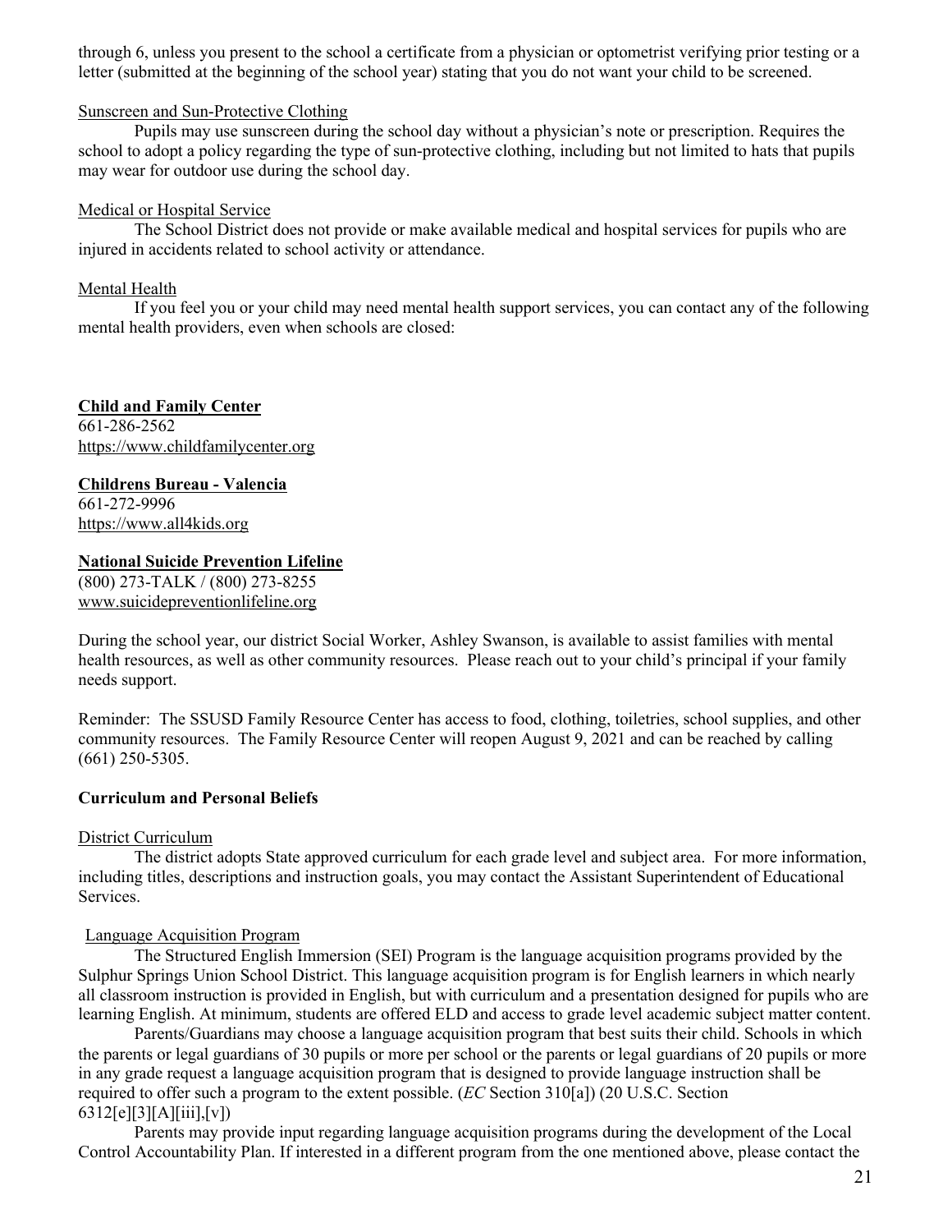through 6, unless you present to the school a certificate from a physician or optometrist verifying prior testing or a letter (submitted at the beginning of the school year) stating that you do not want your child to be screened.

Sunscreen and Sun-Protective Clothing

Pupils may use sunscreen during the school day without a physician's note or prescription. Requires the school to adopt a policy regarding the type of sun-protective clothing, including but not limited to hats that pupils may wear for outdoor use during the school day.

Medical or Hospital Service

The School District does not provide or make available medical and hospital services for pupils who are injured in accidents related to school activity or attendance.

Mental Health

If you feel you or your child may need mental health support services, you can contact any of the following mental health providers, even when schools are closed:

**Child and Family Center**
661-286-2562
https://www.childfamilycenter.org

**Childrens Bureau - Valencia**
661-272-9996
https://www.all4kids.org

**National Suicide Prevention Lifeline**
(800) 273-TALK / (800) 273-8255
www.suicidepreventionlifeline.org

During the school year, our district Social Worker, Ashley Swanson, is available to assist families with mental health resources, as well as other community resources. Please reach out to your child's principal if your family needs support.

Reminder: The SSUSD Family Resource Center has access to food, clothing, toiletries, school supplies, and other community resources. The Family Resource Center will reopen August 9, 2021 and can be reached by calling (661) 250-5305.

**Curriculum and Personal Beliefs**

District Curriculum

The district adopts State approved curriculum for each grade level and subject area. For more information, including titles, descriptions and instruction goals, you may contact the Assistant Superintendent of Educational Services.

Language Acquisition Program

The Structured English Immersion (SEI) Program is the language acquisition programs provided by the Sulphur Springs Union School District. This language acquisition program is for English learners in which nearly all classroom instruction is provided in English, but with curriculum and a presentation designed for pupils who are learning English. At minimum, students are offered ELD and access to grade level academic subject matter content.

Parents/Guardians may choose a language acquisition program that best suits their child. Schools in which the parents or legal guardians of 30 pupils or more per school or the parents or legal guardians of 20 pupils or more in any grade request a language acquisition program that is designed to provide language instruction shall be required to offer such a program to the extent possible. (*EC* Section 310[a]) (20 U.S.C. Section 6312[e][3][A][iii],[v])

Parents may provide input regarding language acquisition programs during the development of the Local Control Accountability Plan. If interested in a different program from the one mentioned above, please contact the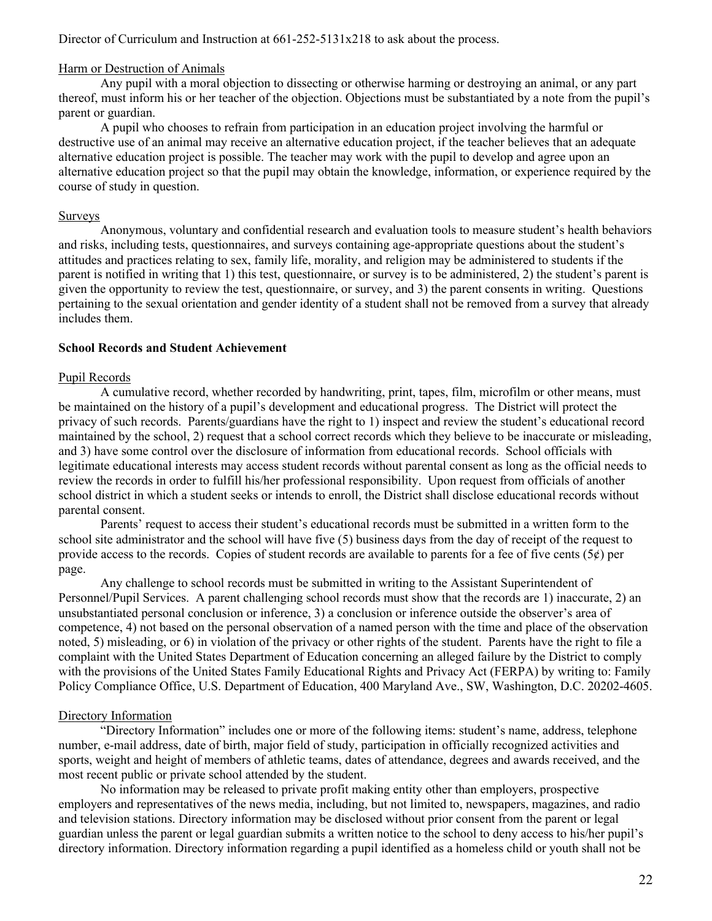Director of Curriculum and Instruction at 661-252-5131x218 to ask about the process.

Harm or Destruction of Animals

Any pupil with a moral objection to dissecting or otherwise harming or destroying an animal, or any part thereof, must inform his or her teacher of the objection. Objections must be substantiated by a note from the pupil's parent or guardian.

A pupil who chooses to refrain from participation in an education project involving the harmful or destructive use of an animal may receive an alternative education project, if the teacher believes that an adequate alternative education project is possible. The teacher may work with the pupil to develop and agree upon an alternative education project so that the pupil may obtain the knowledge, information, or experience required by the course of study in question.

Surveys

Anonymous, voluntary and confidential research and evaluation tools to measure student's health behaviors and risks, including tests, questionnaires, and surveys containing age-appropriate questions about the student's attitudes and practices relating to sex, family life, morality, and religion may be administered to students if the parent is notified in writing that 1) this test, questionnaire, or survey is to be administered, 2) the student's parent is given the opportunity to review the test, questionnaire, or survey, and 3) the parent consents in writing. Questions pertaining to the sexual orientation and gender identity of a student shall not be removed from a survey that already includes them.

**School Records and Student Achievement**

Pupil Records

A cumulative record, whether recorded by handwriting, print, tapes, film, microfilm or other means, must be maintained on the history of a pupil's development and educational progress. The District will protect the privacy of such records. Parents/guardians have the right to 1) inspect and review the student's educational record maintained by the school, 2) request that a school correct records which they believe to be inaccurate or misleading, and 3) have some control over the disclosure of information from educational records. School officials with legitimate educational interests may access student records without parental consent as long as the official needs to review the records in order to fulfill his/her professional responsibility. Upon request from officials of another school district in which a student seeks or intends to enroll, the District shall disclose educational records without parental consent.

Parents' request to access their student's educational records must be submitted in a written form to the school site administrator and the school will have five (5) business days from the day of receipt of the request to provide access to the records. Copies of student records are available to parents for a fee of five cents (5¢) per page.

Any challenge to school records must be submitted in writing to the Assistant Superintendent of Personnel/Pupil Services. A parent challenging school records must show that the records are 1) inaccurate, 2) an unsubstantiated personal conclusion or inference, 3) a conclusion or inference outside the observer's area of competence, 4) not based on the personal observation of a named person with the time and place of the observation noted, 5) misleading, or 6) in violation of the privacy or other rights of the student. Parents have the right to file a complaint with the United States Department of Education concerning an alleged failure by the District to comply with the provisions of the United States Family Educational Rights and Privacy Act (FERPA) by writing to: Family Policy Compliance Office, U.S. Department of Education, 400 Maryland Ave., SW, Washington, D.C. 20202-4605.

Directory Information

"Directory Information" includes one or more of the following items: student's name, address, telephone number, e-mail address, date of birth, major field of study, participation in officially recognized activities and sports, weight and height of members of athletic teams, dates of attendance, degrees and awards received, and the most recent public or private school attended by the student.

No information may be released to private profit making entity other than employers, prospective employers and representatives of the news media, including, but not limited to, newspapers, magazines, and radio and television stations. Directory information may be disclosed without prior consent from the parent or legal guardian unless the parent or legal guardian submits a written notice to the school to deny access to his/her pupil's directory information. Directory information regarding a pupil identified as a homeless child or youth shall not be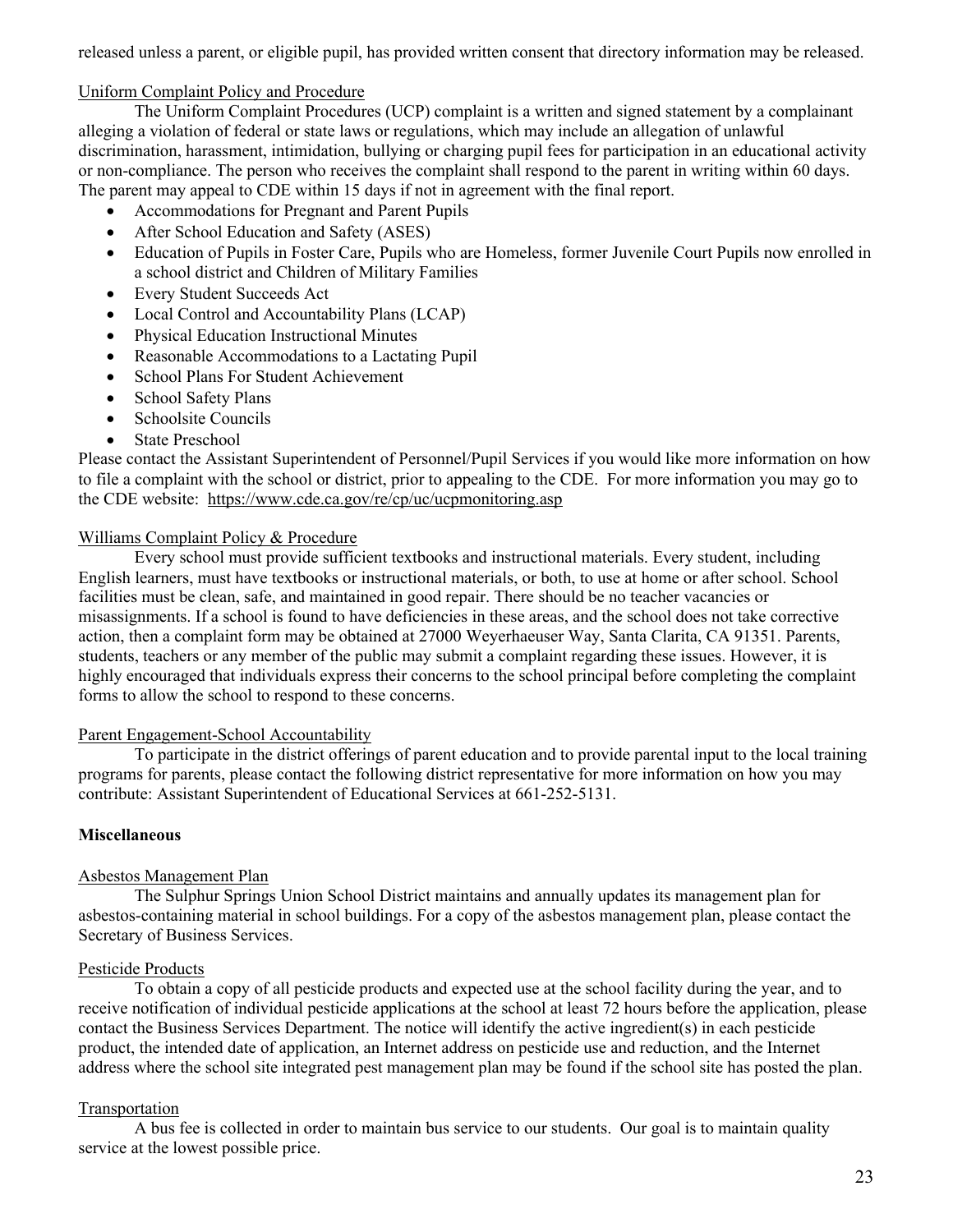released unless a parent, or eligible pupil, has provided written consent that directory information may be released.

Uniform Complaint Policy and Procedure

The Uniform Complaint Procedures (UCP) complaint is a written and signed statement by a complainant alleging a violation of federal or state laws or regulations, which may include an allegation of unlawful discrimination, harassment, intimidation, bullying or charging pupil fees for participation in an educational activity or non-compliance. The person who receives the complaint shall respond to the parent in writing within 60 days. The parent may appeal to CDE within 15 days if not in agreement with the final report.

- Accommodations for Pregnant and Parent Pupils
- After School Education and Safety (ASES)
- Education of Pupils in Foster Care, Pupils who are Homeless, former Juvenile Court Pupils now enrolled in a school district and Children of Military Families
- Every Student Succeeds Act
- Local Control and Accountability Plans (LCAP)
- Physical Education Instructional Minutes
- Reasonable Accommodations to a Lactating Pupil
- School Plans For Student Achievement
- School Safety Plans
- Schoolsite Councils
- State Preschool

Please contact the Assistant Superintendent of Personnel/Pupil Services if you would like more information on how to file a complaint with the school or district, prior to appealing to the CDE. For more information you may go to the CDE website: https://www.cde.ca.gov/re/cp/uc/ucpmonitoring.asp

Williams Complaint Policy & Procedure

Every school must provide sufficient textbooks and instructional materials. Every student, including English learners, must have textbooks or instructional materials, or both, to use at home or after school. School facilities must be clean, safe, and maintained in good repair. There should be no teacher vacancies or misassignments. If a school is found to have deficiencies in these areas, and the school does not take corrective action, then a complaint form may be obtained at 27000 Weyerhaeuser Way, Santa Clarita, CA 91351. Parents, students, teachers or any member of the public may submit a complaint regarding these issues. However, it is highly encouraged that individuals express their concerns to the school principal before completing the complaint forms to allow the school to respond to these concerns.

Parent Engagement-School Accountability

To participate in the district offerings of parent education and to provide parental input to the local training programs for parents, please contact the following district representative for more information on how you may contribute: Assistant Superintendent of Educational Services at 661-252-5131.

**Miscellaneous**

Asbestos Management Plan

The Sulphur Springs Union School District maintains and annually updates its management plan for asbestos-containing material in school buildings. For a copy of the asbestos management plan, please contact the Secretary of Business Services.

Pesticide Products

To obtain a copy of all pesticide products and expected use at the school facility during the year, and to receive notification of individual pesticide applications at the school at least 72 hours before the application, please contact the Business Services Department. The notice will identify the active ingredient(s) in each pesticide product, the intended date of application, an Internet address on pesticide use and reduction, and the Internet address where the school site integrated pest management plan may be found if the school site has posted the plan.

Transportation

A bus fee is collected in order to maintain bus service to our students. Our goal is to maintain quality service at the lowest possible price.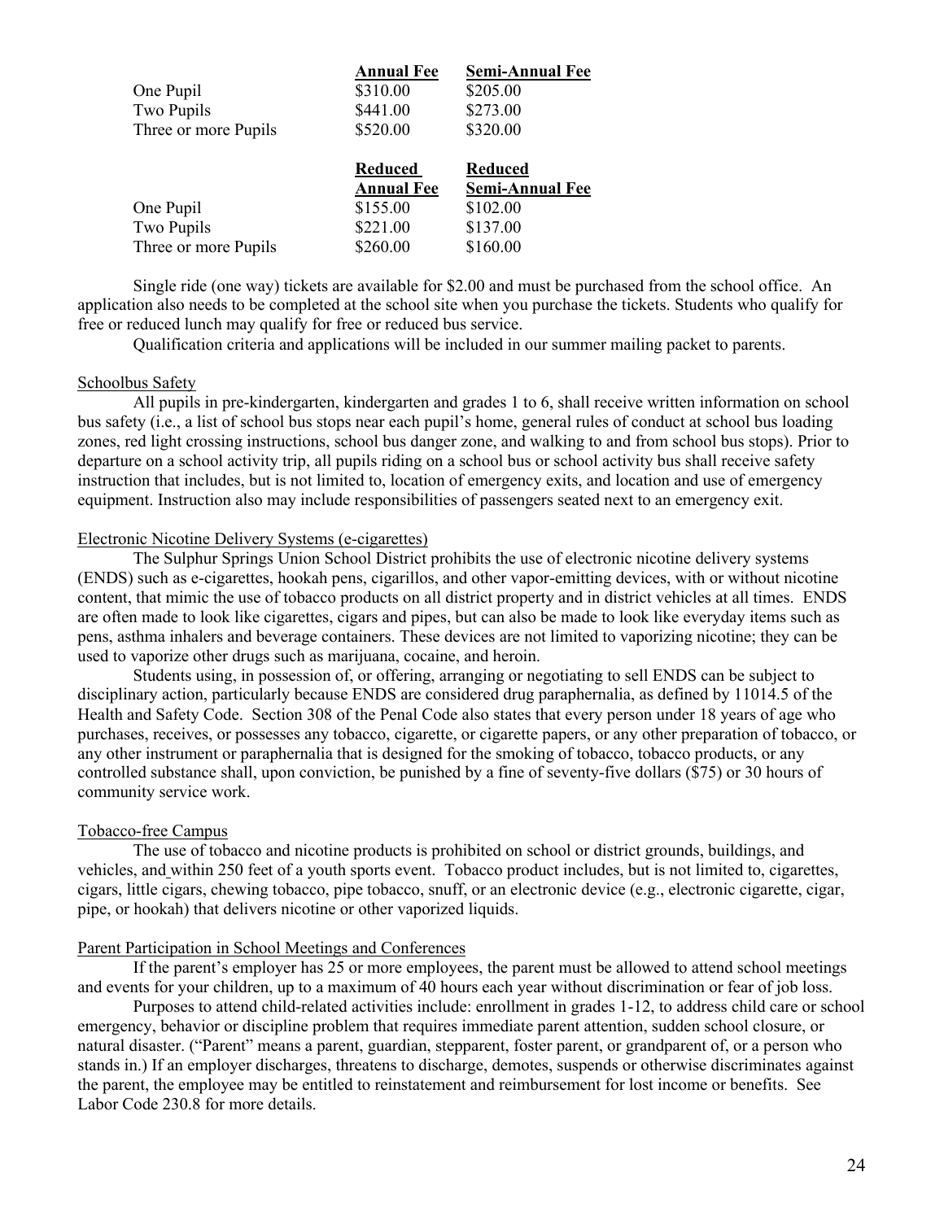|  | **Annual Fee** | **Semi-Annual Fee** |
|---|---|---|
| One Pupil | $310.00 | $205.00 |
| Two Pupils | $441.00 | $273.00 |
| Three or more Pupils | $520.00 | $320.00 |

|  | **Reduced Annual Fee** | **Reduced Semi-Annual Fee** |
|---|---|---|
| One Pupil | $155.00 | $102.00 |
| Two Pupils | $221.00 | $137.00 |
| Three or more Pupils | $260.00 | $160.00 |

Single ride (one way) tickets are available for $2.00 and must be purchased from the school office. An application also needs to be completed at the school site when you purchase the tickets. Students who qualify for free or reduced lunch may qualify for free or reduced bus service.

Qualification criteria and applications will be included in our summer mailing packet to parents.

Schoolbus Safety

All pupils in pre-kindergarten, kindergarten and grades 1 to 6, shall receive written information on school bus safety (i.e., a list of school bus stops near each pupil's home, general rules of conduct at school bus loading zones, red light crossing instructions, school bus danger zone, and walking to and from school bus stops). Prior to departure on a school activity trip, all pupils riding on a school bus or school activity bus shall receive safety instruction that includes, but is not limited to, location of emergency exits, and location and use of emergency equipment. Instruction also may include responsibilities of passengers seated next to an emergency exit.

Electronic Nicotine Delivery Systems (e-cigarettes)

The Sulphur Springs Union School District prohibits the use of electronic nicotine delivery systems (ENDS) such as e-cigarettes, hookah pens, cigarillos, and other vapor-emitting devices, with or without nicotine content, that mimic the use of tobacco products on all district property and in district vehicles at all times. ENDS are often made to look like cigarettes, cigars and pipes, but can also be made to look like everyday items such as pens, asthma inhalers and beverage containers. These devices are not limited to vaporizing nicotine; they can be used to vaporize other drugs such as marijuana, cocaine, and heroin.

Students using, in possession of, or offering, arranging or negotiating to sell ENDS can be subject to disciplinary action, particularly because ENDS are considered drug paraphernalia, as defined by 11014.5 of the Health and Safety Code. Section 308 of the Penal Code also states that every person under 18 years of age who purchases, receives, or possesses any tobacco, cigarette, or cigarette papers, or any other preparation of tobacco, or any other instrument or paraphernalia that is designed for the smoking of tobacco, tobacco products, or any controlled substance shall, upon conviction, be punished by a fine of seventy-five dollars ($75) or 30 hours of community service work.

Tobacco-free Campus

The use of tobacco and nicotine products is prohibited on school or district grounds, buildings, and vehicles, and within 250 feet of a youth sports event. Tobacco product includes, but is not limited to, cigarettes, cigars, little cigars, chewing tobacco, pipe tobacco, snuff, or an electronic device (e.g., electronic cigarette, cigar, pipe, or hookah) that delivers nicotine or other vaporized liquids.

Parent Participation in School Meetings and Conferences

If the parent's employer has 25 or more employees, the parent must be allowed to attend school meetings and events for your children, up to a maximum of 40 hours each year without discrimination or fear of job loss.

Purposes to attend child-related activities include: enrollment in grades 1-12, to address child care or school emergency, behavior or discipline problem that requires immediate parent attention, sudden school closure, or natural disaster. ("Parent" means a parent, guardian, stepparent, foster parent, or grandparent of, or a person who stands in.) If an employer discharges, threatens to discharge, demotes, suspends or otherwise discriminates against the parent, the employee may be entitled to reinstatement and reimbursement for lost income or benefits. See Labor Code 230.8 for more details.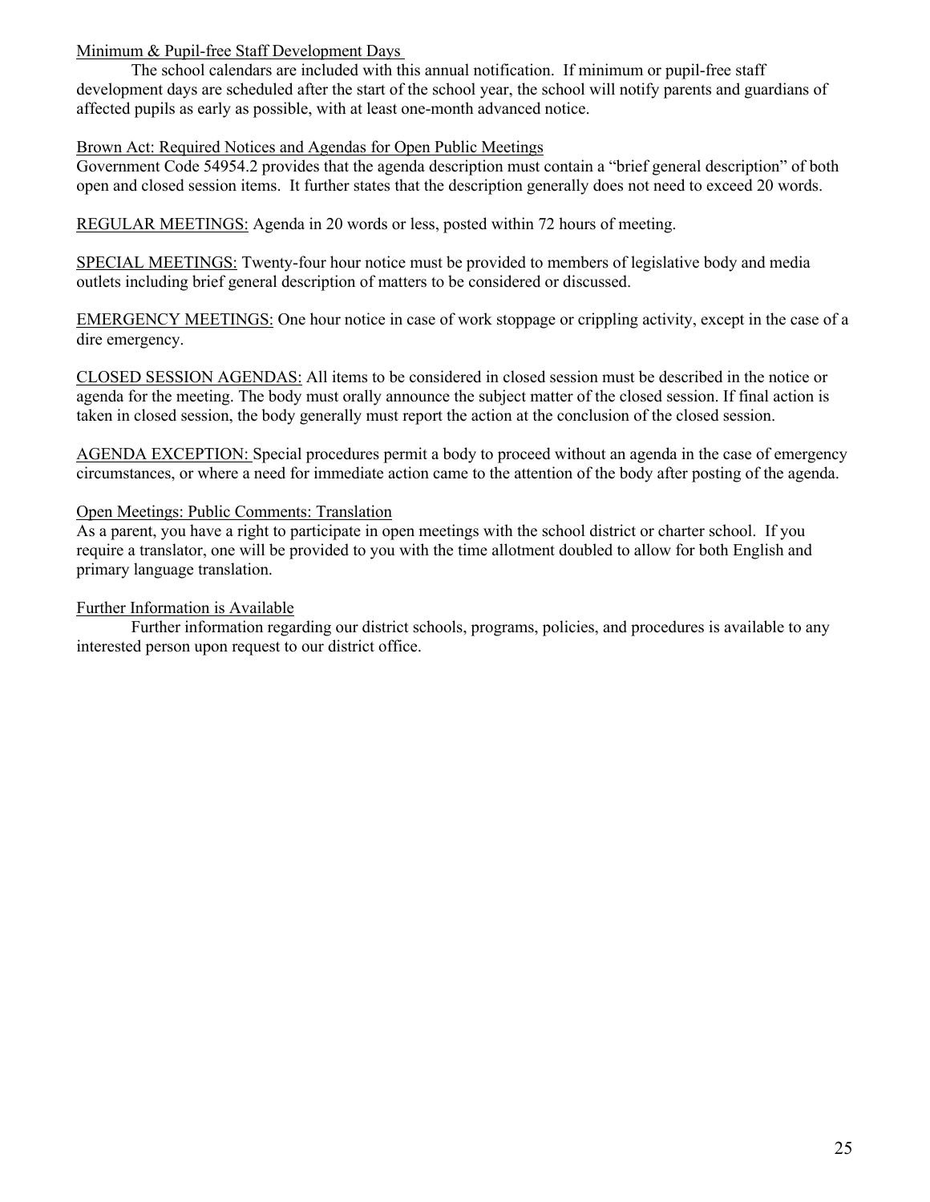## Minimum & Pupil-free Staff Development Days

The school calendars are included with this annual notification. If minimum or pupil-free staff development days are scheduled after the start of the school year, the school will notify parents and guardians of affected pupils as early as possible, with at least one-month advanced notice.

## Brown Act: Required Notices and Agendas for Open Public Meetings

Government Code 54954.2 provides that the agenda description must contain a "brief general description" of both open and closed session items. It further states that the description generally does not need to exceed 20 words.

REGULAR MEETINGS: Agenda in 20 words or less, posted within 72 hours of meeting.

SPECIAL MEETINGS: Twenty-four hour notice must be provided to members of legislative body and media outlets including brief general description of matters to be considered or discussed.

EMERGENCY MEETINGS: One hour notice in case of work stoppage or crippling activity, except in the case of a dire emergency.

CLOSED SESSION AGENDAS: All items to be considered in closed session must be described in the notice or agenda for the meeting. The body must orally announce the subject matter of the closed session. If final action is taken in closed session, the body generally must report the action at the conclusion of the closed session.

AGENDA EXCEPTION: Special procedures permit a body to proceed without an agenda in the case of emergency circumstances, or where a need for immediate action came to the attention of the body after posting of the agenda.

## Open Meetings: Public Comments: Translation

As a parent, you have a right to participate in open meetings with the school district or charter school. If you require a translator, one will be provided to you with the time allotment doubled to allow for both English and primary language translation.

## Further Information is Available

Further information regarding our district schools, programs, policies, and procedures is available to any interested person upon request to our district office.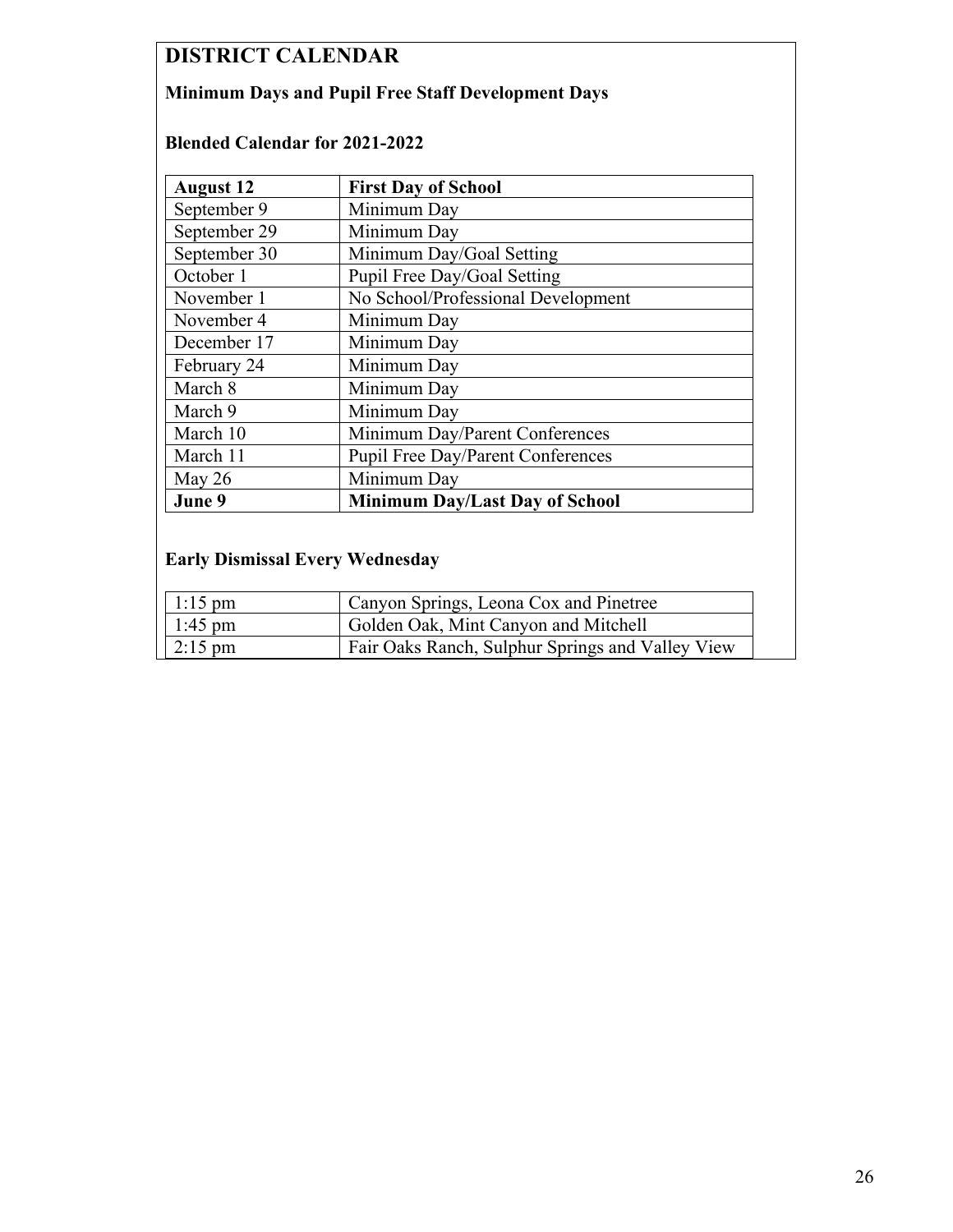# DISTRICT CALENDAR

### Minimum Days and Pupil Free Staff Development Days

### Blended Calendar for 2021-2022

| **August 12** | **First Day of School** |
|---|---|
| September 9 | Minimum Day |
| September 29 | Minimum Day |
| September 30 | Minimum Day/Goal Setting |
| October 1 | Pupil Free Day/Goal Setting |
| November 1 | No School/Professional Development |
| November 4 | Minimum Day |
| December 17 | Minimum Day |
| February 24 | Minimum Day |
| March 8 | Minimum Day |
| March 9 | Minimum Day |
| March 10 | Minimum Day/Parent Conferences |
| March 11 | Pupil Free Day/Parent Conferences |
| May 26 | Minimum Day |
| **June 9** | **Minimum Day/Last Day of School** |

### Early Dismissal Every Wednesday

| | |
|---|---|
| 1:15 pm | Canyon Springs, Leona Cox and Pinetree |
| 1:45 pm | Golden Oak, Mint Canyon and Mitchell |
| 2:15 pm | Fair Oaks Ranch, Sulphur Springs and Valley View |